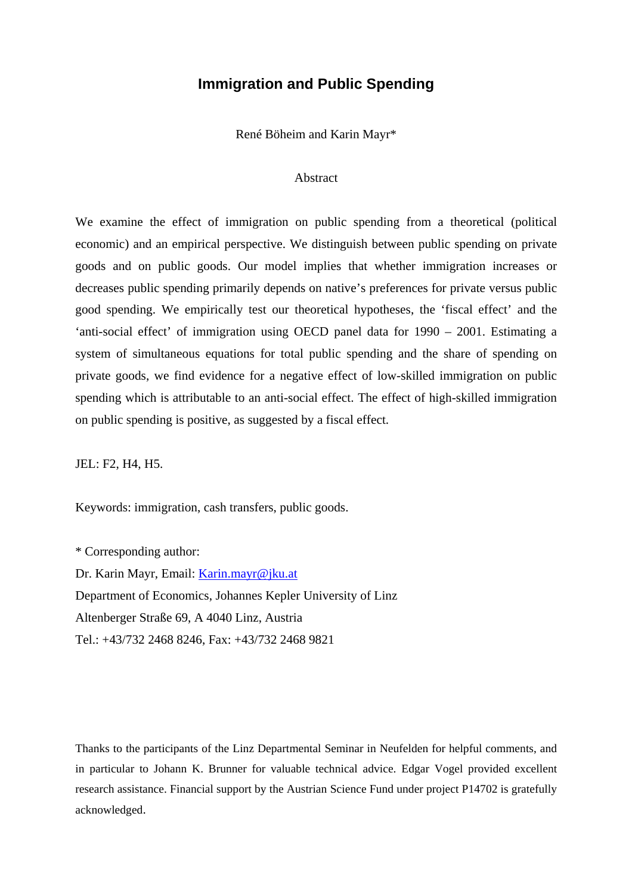# Immigration and Public Spending

René Böheim and Karin Mayr*

## Abstract

We examine the effect of immigration on public spending from a theoretical (political economic) and an empirical perspective. We distinguish between public spending on private goods and on public goods. Our model implies that whether immigration increases or decreases public spending primarily depends on native's preferences for private versus public good spending. We empirically test our theoretical hypotheses, the 'fiscal effect' and the 'anti-social effect' of immigration using OECD panel data for 1990 – 2001. Estimating a system of simultaneous equations for total public spending and the share of spending on private goods, we find evidence for a negative effect of low-skilled immigration on public spending which is attributable to an anti-social effect. The effect of high-skilled immigration on public spending is positive, as suggested by a fiscal effect.

JEL: F2, H4, H5.

Keywords: immigration, cash transfers, public goods.

* Corresponding author:
Dr. Karin Mayr, Email: Karin.mayr@jku.at
Department of Economics, Johannes Kepler University of Linz
Altenberger Straße 69, A 4040 Linz, Austria
Tel.: +43/732 2468 8246, Fax: +43/732 2468 9821

Thanks to the participants of the Linz Departmental Seminar in Neufelden for helpful comments, and in particular to Johann K. Brunner for valuable technical advice. Edgar Vogel provided excellent research assistance. Financial support by the Austrian Science Fund under project P14702 is gratefully acknowledged.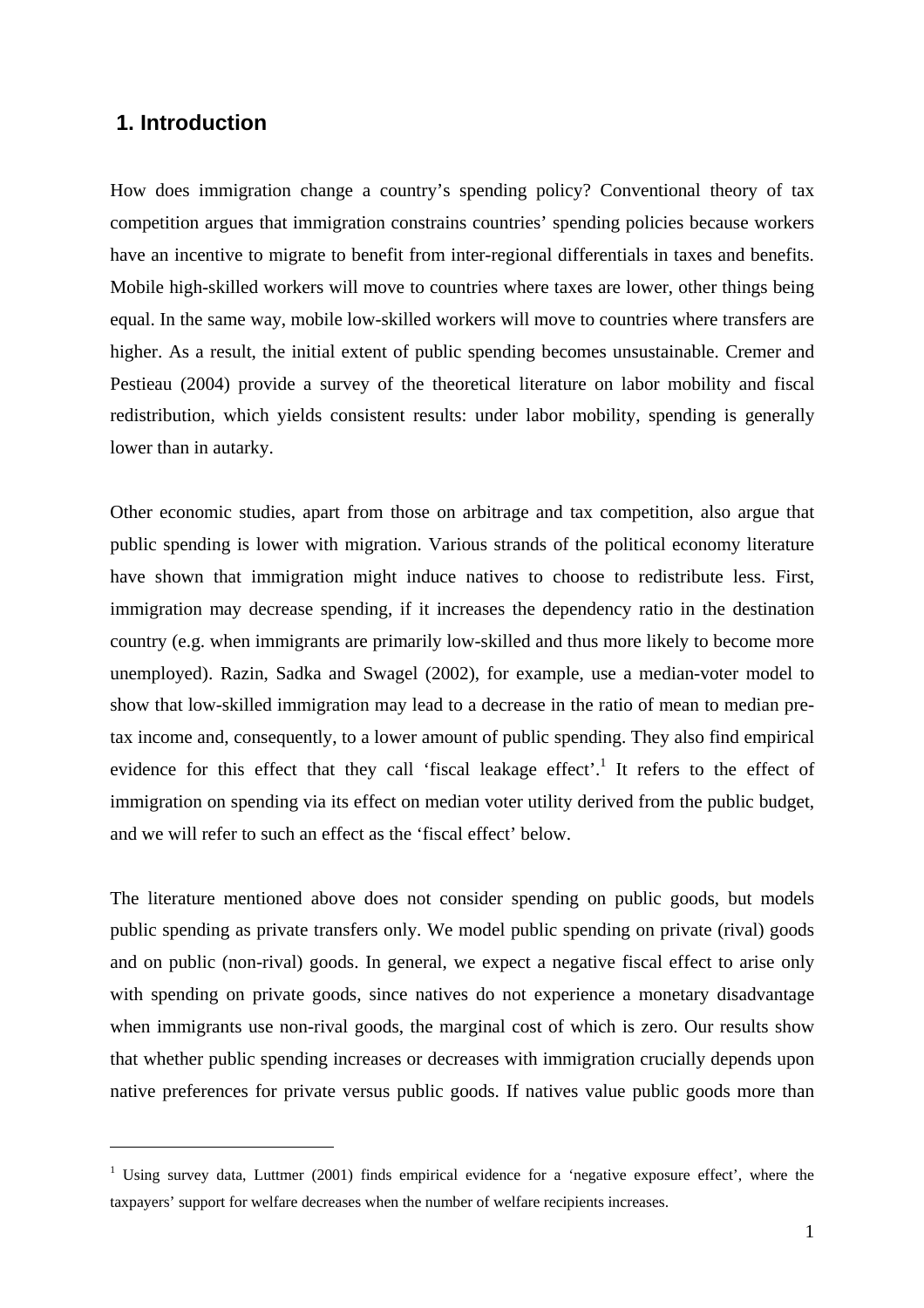## 1. Introduction

How does immigration change a country's spending policy? Conventional theory of tax competition argues that immigration constrains countries' spending policies because workers have an incentive to migrate to benefit from inter-regional differentials in taxes and benefits. Mobile high-skilled workers will move to countries where taxes are lower, other things being equal. In the same way, mobile low-skilled workers will move to countries where transfers are higher. As a result, the initial extent of public spending becomes unsustainable. Cremer and Pestieau (2004) provide a survey of the theoretical literature on labor mobility and fiscal redistribution, which yields consistent results: under labor mobility, spending is generally lower than in autarky.

Other economic studies, apart from those on arbitrage and tax competition, also argue that public spending is lower with migration. Various strands of the political economy literature have shown that immigration might induce natives to choose to redistribute less. First, immigration may decrease spending, if it increases the dependency ratio in the destination country (e.g. when immigrants are primarily low-skilled and thus more likely to become more unemployed). Razin, Sadka and Swagel (2002), for example, use a median-voter model to show that low-skilled immigration may lead to a decrease in the ratio of mean to median pre-tax income and, consequently, to a lower amount of public spending. They also find empirical evidence for this effect that they call 'fiscal leakage effect'.[1] It refers to the effect of immigration on spending via its effect on median voter utility derived from the public budget, and we will refer to such an effect as the 'fiscal effect' below.

The literature mentioned above does not consider spending on public goods, but models public spending as private transfers only. We model public spending on private (rival) goods and on public (non-rival) goods. In general, we expect a negative fiscal effect to arise only with spending on private goods, since natives do not experience a monetary disadvantage when immigrants use non-rival goods, the marginal cost of which is zero. Our results show that whether public spending increases or decreases with immigration crucially depends upon native preferences for private versus public goods. If natives value public goods more than

[1] Using survey data, Luttmer (2001) finds empirical evidence for a 'negative exposure effect', where the taxpayers' support for welfare decreases when the number of welfare recipients increases.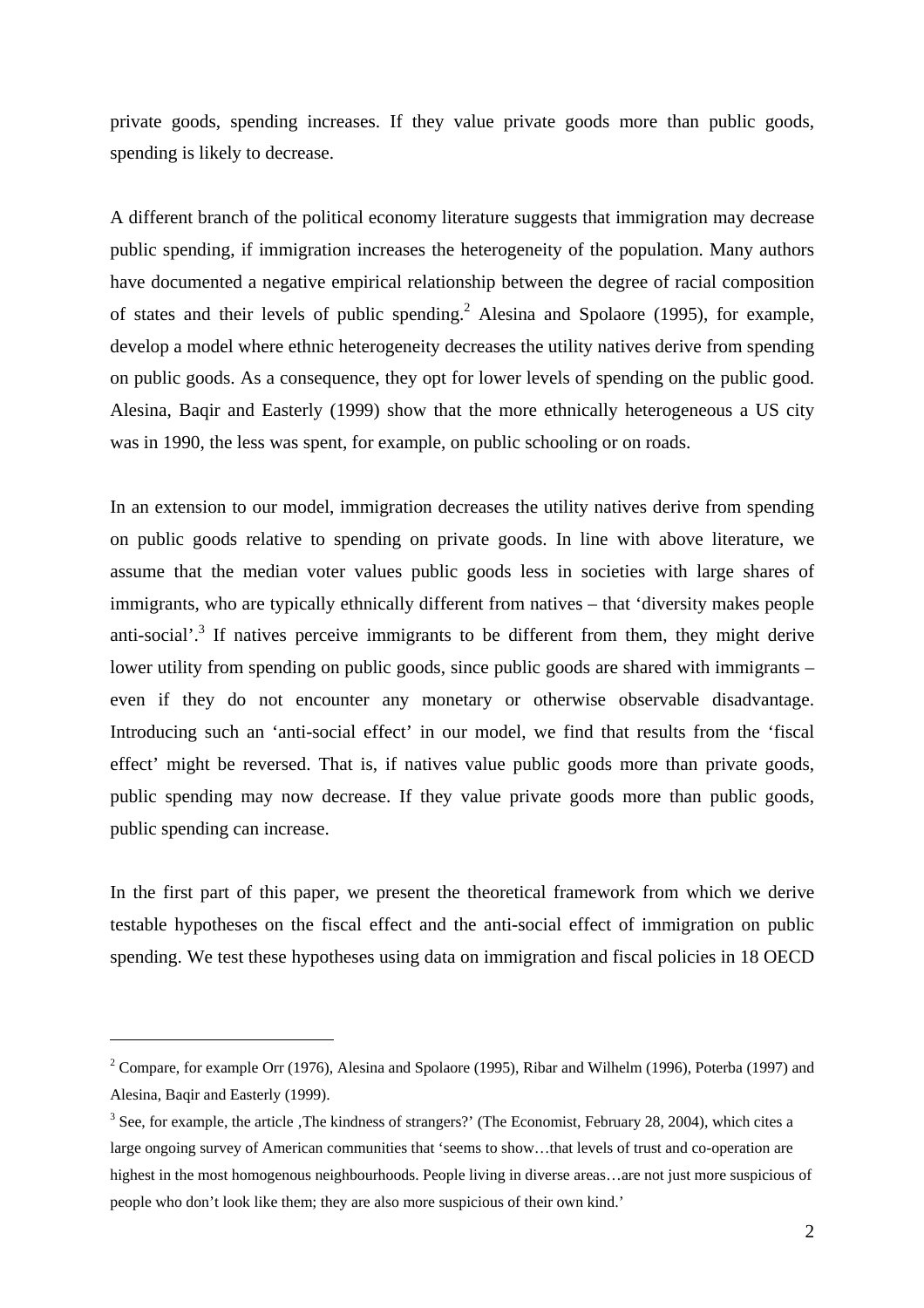private goods, spending increases. If they value private goods more than public goods, spending is likely to decrease.

A different branch of the political economy literature suggests that immigration may decrease public spending, if immigration increases the heterogeneity of the population. Many authors have documented a negative empirical relationship between the degree of racial composition of states and their levels of public spending.[2] Alesina and Spolaore (1995), for example, develop a model where ethnic heterogeneity decreases the utility natives derive from spending on public goods. As a consequence, they opt for lower levels of spending on the public good. Alesina, Baqir and Easterly (1999) show that the more ethnically heterogeneous a US city was in 1990, the less was spent, for example, on public schooling or on roads.

In an extension to our model, immigration decreases the utility natives derive from spending on public goods relative to spending on private goods. In line with above literature, we assume that the median voter values public goods less in societies with large shares of immigrants, who are typically ethnically different from natives – that 'diversity makes people anti-social'.[3] If natives perceive immigrants to be different from them, they might derive lower utility from spending on public goods, since public goods are shared with immigrants – even if they do not encounter any monetary or otherwise observable disadvantage. Introducing such an 'anti-social effect' in our model, we find that results from the 'fiscal effect' might be reversed. That is, if natives value public goods more than private goods, public spending may now decrease. If they value private goods more than public goods, public spending can increase.

In the first part of this paper, we present the theoretical framework from which we derive testable hypotheses on the fiscal effect and the anti-social effect of immigration on public spending. We test these hypotheses using data on immigration and fiscal policies in 18 OECD

---

[2] Compare, for example Orr (1976), Alesina and Spolaore (1995), Ribar and Wilhelm (1996), Poterba (1997) and Alesina, Baqir and Easterly (1999).

[3] See, for example, the article ‚The kindness of strangers?' (The Economist, February 28, 2004), which cites a large ongoing survey of American communities that 'seems to show…that levels of trust and co-operation are highest in the most homogenous neighbourhoods. People living in diverse areas…are not just more suspicious of people who don't look like them; they are also more suspicious of their own kind.'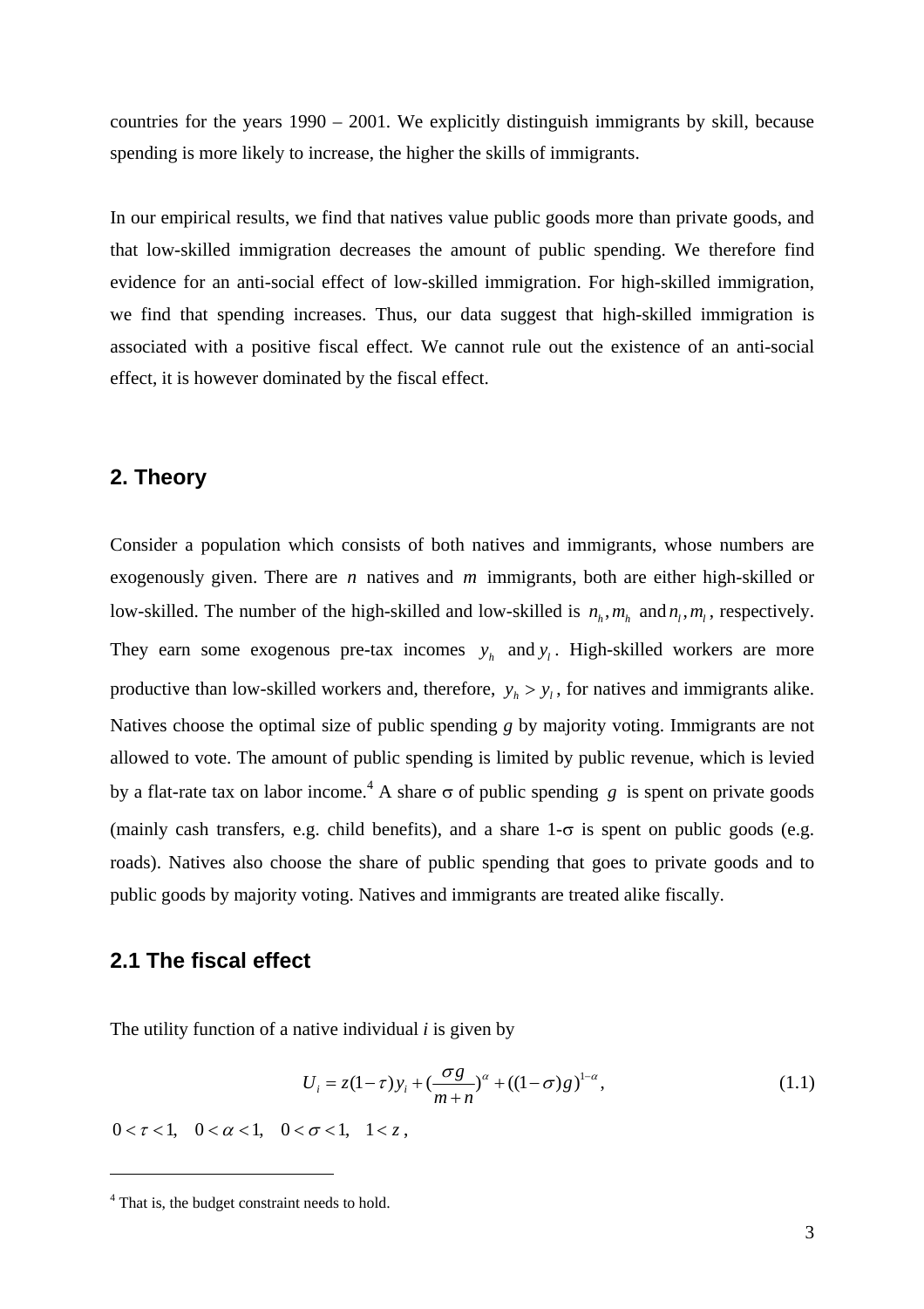countries for the years 1990 – 2001. We explicitly distinguish immigrants by skill, because spending is more likely to increase, the higher the skills of immigrants.

In our empirical results, we find that natives value public goods more than private goods, and that low-skilled immigration decreases the amount of public spending. We therefore find evidence for an anti-social effect of low-skilled immigration. For high-skilled immigration, we find that spending increases. Thus, our data suggest that high-skilled immigration is associated with a positive fiscal effect. We cannot rule out the existence of an anti-social effect, it is however dominated by the fiscal effect.

## 2. Theory

Consider a population which consists of both natives and immigrants, whose numbers are exogenously given. There are $n$ natives and $m$ immigrants, both are either high-skilled or low-skilled. The number of the high-skilled and low-skilled is $n_h, m_h$ and $n_l, m_l$, respectively. They earn some exogenous pre-tax incomes $y_h$ and $y_l$. High-skilled workers are more productive than low-skilled workers and, therefore, $y_h > y_l$, for natives and immigrants alike. Natives choose the optimal size of public spending *g* by majority voting. Immigrants are not allowed to vote. The amount of public spending is limited by public revenue, which is levied by a flat-rate tax on labor income.[4] A share $\sigma$ of public spending $g$ is spent on private goods (mainly cash transfers, e.g. child benefits), and a share 1-$\sigma$ is spent on public goods (e.g. roads). Natives also choose the share of public spending that goes to private goods and to public goods by majority voting. Natives and immigrants are treated alike fiscally.

### 2.1 The fiscal effect

The utility function of a native individual *i* is given by

$$U_i = z(1-\tau)y_i + \left(\frac{\sigma g}{m+n}\right)^{\alpha} + ((1-\sigma)g)^{1-\alpha}, \tag{1.1}$$

$0 < \tau < 1, \quad 0 < \alpha < 1, \quad 0 < \sigma < 1, \quad 1 < z$ ,

[4] That is, the budget constraint needs to hold.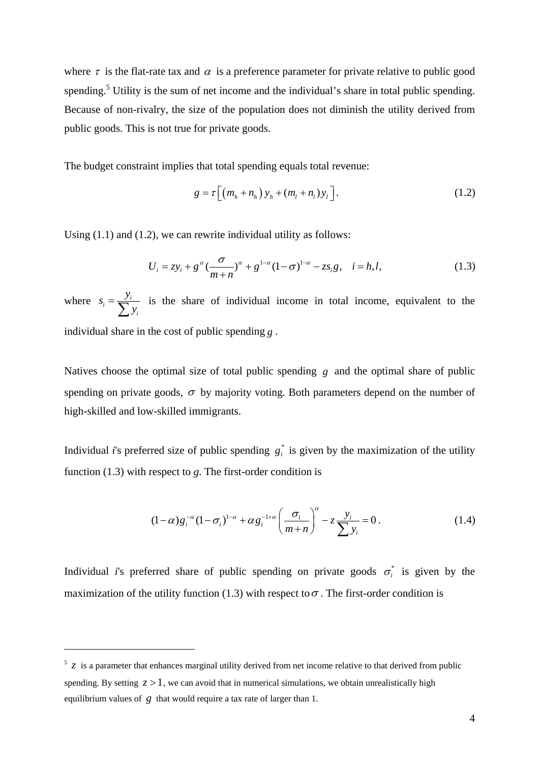where $\tau$ is the flat-rate tax and $\alpha$ is a preference parameter for private relative to public good spending.[5] Utility is the sum of net income and the individual's share in total public spending. Because of non-rivalry, the size of the population does not diminish the utility derived from public goods. This is not true for private goods.

The budget constraint implies that total spending equals total revenue:

$$g = \tau\left[\left(m_h + n_h\right) y_h + (m_l + n_l) y_l\right]. \tag{1.2}$$

Using (1.1) and (1.2), we can rewrite individual utility as follows:

$$U_i = zy_i + g^{\alpha}\left(\frac{\sigma}{m+n}\right)^{\alpha} + g^{1-\alpha}(1-\sigma)^{1-\alpha} - zs_i g, \quad i = h, l, \tag{1.3}$$

where $s_i = \dfrac{y_i}{\sum y_i}$ is the share of individual income in total income, equivalent to the individual share in the cost of public spending $g$.

Natives choose the optimal size of total public spending $g$ and the optimal share of public spending on private goods, $\sigma$ by majority voting. Both parameters depend on the number of high-skilled and low-skilled immigrants.

Individual *i*'s preferred size of public spending $g_i^*$ is given by the maximization of the utility function (1.3) with respect to *g*. The first-order condition is

$$(1-\alpha)g_i^{-\alpha}(1-\sigma_i)^{1-\alpha} + \alpha g_i^{-1+\alpha}\left(\frac{\sigma_i}{m+n}\right)^{\alpha} - z\frac{y_i}{\sum y_i} = 0\,. \tag{1.4}$$

Individual *i*'s preferred share of public spending on private goods $\sigma_i^*$ is given by the maximization of the utility function (1.3) with respect to $\sigma$. The first-order condition is

---

[5] $z$ is a parameter that enhances marginal utility derived from net income relative to that derived from public spending. By setting $z > 1$, we can avoid that in numerical simulations, we obtain unrealistically high equilibrium values of $g$ that would require a tax rate of larger than 1.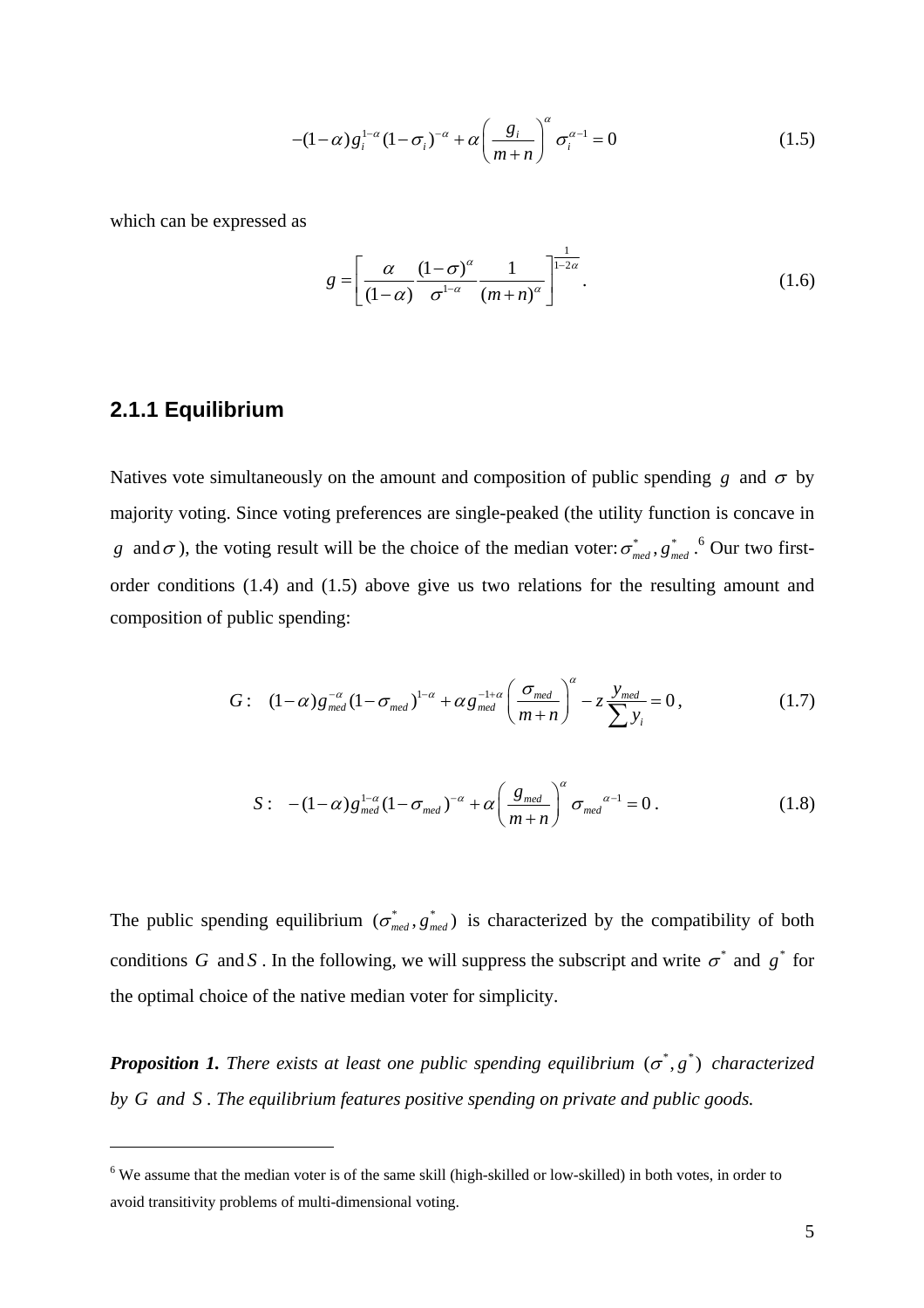$$-(1-\alpha)g_i^{1-\alpha}(1-\sigma_i)^{-\alpha}+\alpha\left(\frac{g_i}{m+n}\right)^{\alpha}\sigma_i^{\alpha-1}=0 \tag{1.5}$$

which can be expressed as

$$g=\left[\frac{\alpha}{(1-\alpha)}\frac{(1-\sigma)^{\alpha}}{\sigma^{1-\alpha}}\frac{1}{(m+n)^{\alpha}}\right]^{\frac{1}{1-2\alpha}}. \tag{1.6}$$

### 2.1.1 Equilibrium

Natives vote simultaneously on the amount and composition of public spending $g$ and $\sigma$ by majority voting. Since voting preferences are single-peaked (the utility function is concave in $g$ and $\sigma$), the voting result will be the choice of the median voter: $\sigma_{med}^{*}, g_{med}^{*}$.[6] Our two first-order conditions (1.4) and (1.5) above give us two relations for the resulting amount and composition of public spending:

$$G:\quad (1-\alpha)g_{med}^{-\alpha}(1-\sigma_{med})^{1-\alpha}+\alpha g_{med}^{-1+\alpha}\left(\frac{\sigma_{med}}{m+n}\right)^{\alpha}-z\frac{y_{med}}{\sum y_i}=0, \tag{1.7}$$

$$S:\quad -(1-\alpha)g_{med}^{1-\alpha}(1-\sigma_{med})^{-\alpha}+\alpha\left(\frac{g_{med}}{m+n}\right)^{\alpha}\sigma_{med}^{\alpha-1}=0. \tag{1.8}$$

The public spending equilibrium $(\sigma_{med}^{*}, g_{med}^{*})$ is characterized by the compatibility of both conditions $G$ and $S$. In the following, we will suppress the subscript and write $\sigma^{*}$ and $g^{*}$ for the optimal choice of the native median voter for simplicity.

***Proposition 1.*** *There exists at least one public spending equilibrium* $(\sigma^{*}, g^{*})$ *characterized by* $G$ *and* $S$*. The equilibrium features positive spending on private and public goods.*

---

[6] We assume that the median voter is of the same skill (high-skilled or low-skilled) in both votes, in order to avoid transitivity problems of multi-dimensional voting.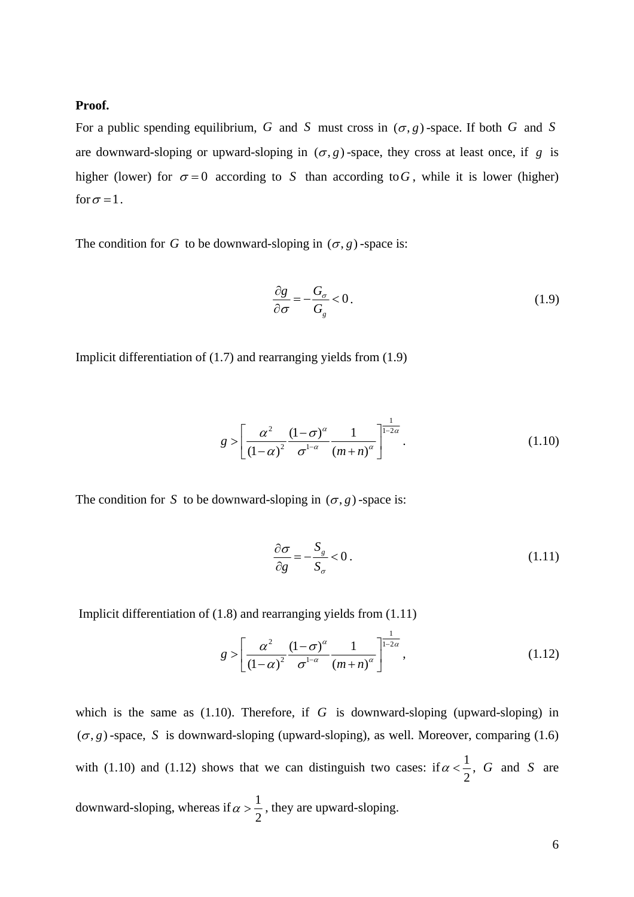**Proof.**

For a public spending equilibrium, $G$ and $S$ must cross in $(\sigma, g)$-space. If both $G$ and $S$ are downward-sloping or upward-sloping in $(\sigma, g)$-space, they cross at least once, if $g$ is higher (lower) for $\sigma = 0$ according to $S$ than according to $G$, while it is lower (higher) for $\sigma = 1$.

The condition for $G$ to be downward-sloping in $(\sigma, g)$-space is:

$$\frac{\partial g}{\partial \sigma} = -\frac{G_\sigma}{G_g} < 0. \tag{1.9}$$

Implicit differentiation of (1.7) and rearranging yields from (1.9)

$$g > \left[ \frac{\alpha^2}{(1-\alpha)^2} \frac{(1-\sigma)^\alpha}{\sigma^{1-\alpha}} \frac{1}{(m+n)^\alpha} \right]^{\frac{1}{1-2\alpha}}. \tag{1.10}$$

The condition for $S$ to be downward-sloping in $(\sigma, g)$-space is:

$$\frac{\partial \sigma}{\partial g} = -\frac{S_g}{S_\sigma} < 0. \tag{1.11}$$

Implicit differentiation of (1.8) and rearranging yields from (1.11)

$$g > \left[ \frac{\alpha^2}{(1-\alpha)^2} \frac{(1-\sigma)^\alpha}{\sigma^{1-\alpha}} \frac{1}{(m+n)^\alpha} \right]^{\frac{1}{1-2\alpha}}, \tag{1.12}$$

which is the same as (1.10). Therefore, if $G$ is downward-sloping (upward-sloping) in $(\sigma, g)$-space, $S$ is downward-sloping (upward-sloping), as well. Moreover, comparing (1.6) with (1.10) and (1.12) shows that we can distinguish two cases: if $\alpha < \frac{1}{2}$, $G$ and $S$ are downward-sloping, whereas if $\alpha > \frac{1}{2}$, they are upward-sloping.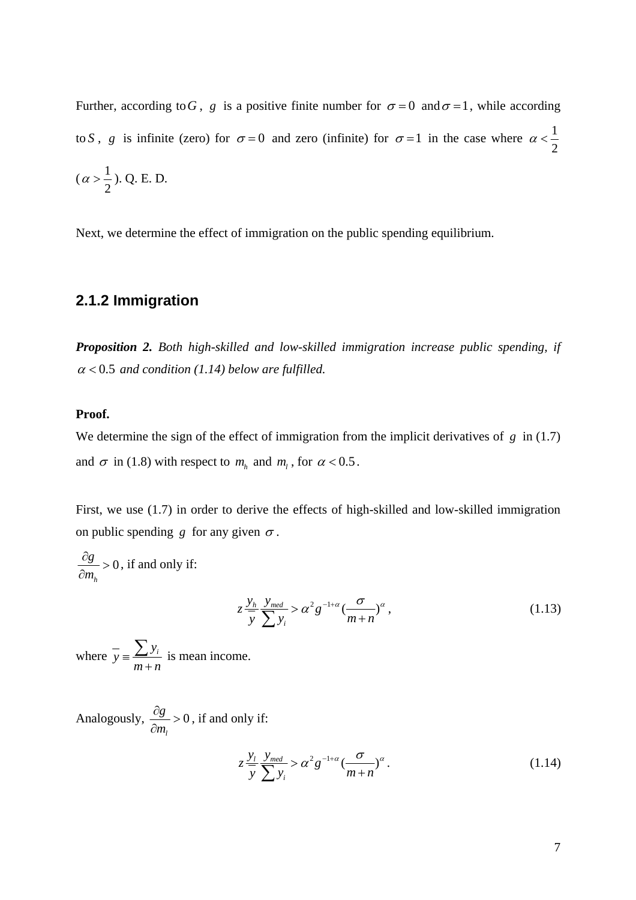Further, according to $G$, $g$ is a positive finite number for $\sigma = 0$ and $\sigma = 1$, while according to $S$, $g$ is infinite (zero) for $\sigma = 0$ and zero (infinite) for $\sigma = 1$ in the case where $\alpha < \frac{1}{2}$ ($\alpha > \frac{1}{2}$). Q. E. D.

Next, we determine the effect of immigration on the public spending equilibrium.

### 2.1.2 Immigration

***Proposition 2.*** *Both high-skilled and low-skilled immigration increase public spending, if* $\alpha < 0.5$ *and condition (1.14) below are fulfilled.*

**Proof.**

We determine the sign of the effect of immigration from the implicit derivatives of $g$ in (1.7) and $\sigma$ in (1.8) with respect to $m_h$ and $m_l$, for $\alpha < 0.5$.

First, we use (1.7) in order to derive the effects of high-skilled and low-skilled immigration on public spending $g$ for any given $\sigma$.

$\frac{\partial g}{\partial m_h} > 0$, if and only if:

$$z\frac{y_h}{\overline{y}}\frac{y_{med}}{\sum y_i} > \alpha^2 g^{-1+\alpha}(\frac{\sigma}{m+n})^{\alpha}, \tag{1.13}$$

where $\overline{y} \equiv \frac{\sum y_i}{m+n}$ is mean income.

Analogously, $\frac{\partial g}{\partial m_l} > 0$, if and only if:

$$z\frac{y_l}{\overline{y}}\frac{y_{med}}{\sum y_i} > \alpha^2 g^{-1+\alpha}(\frac{\sigma}{m+n})^{\alpha}. \tag{1.14}$$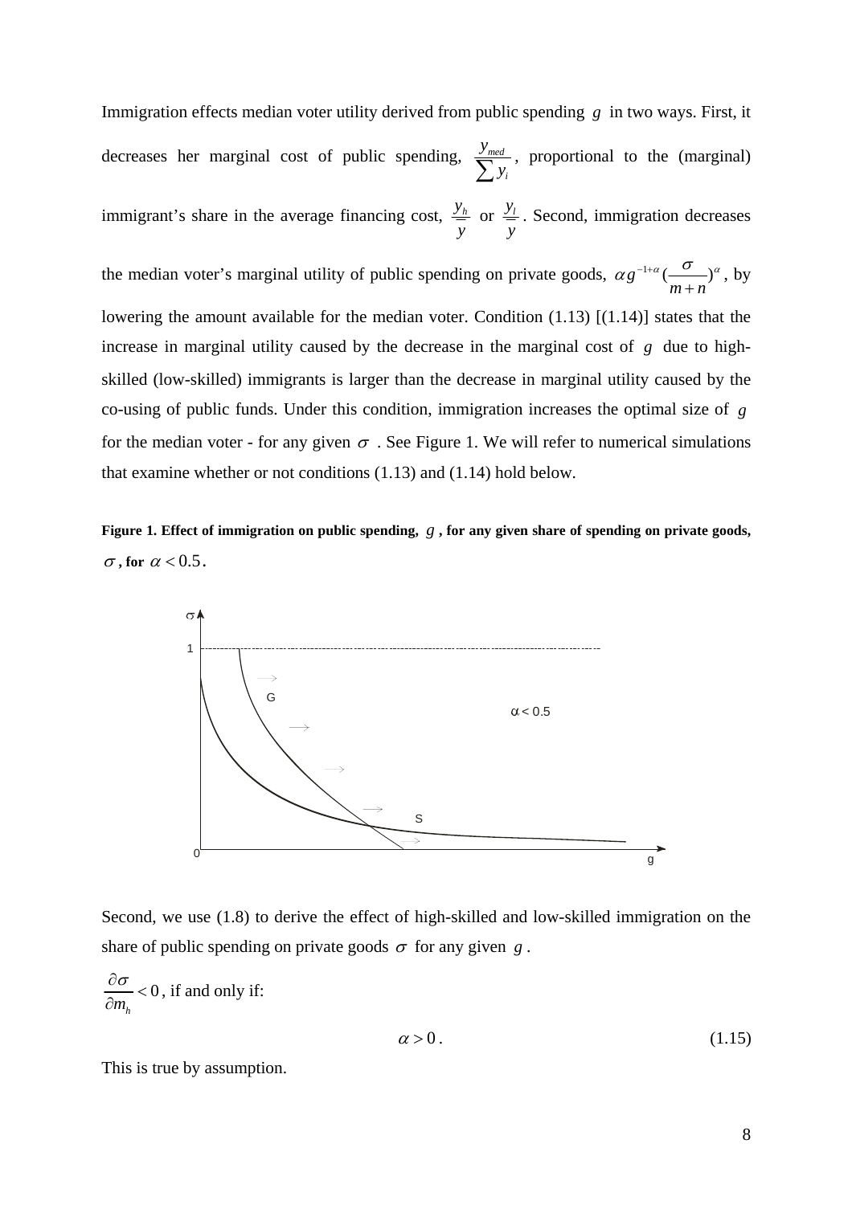Immigration effects median voter utility derived from public spending $g$ in two ways. First, it decreases her marginal cost of public spending, $\frac{y_{med}}{\sum y_i}$, proportional to the (marginal) immigrant's share in the average financing cost, $\frac{y_h}{\bar{y}}$ or $\frac{y_l}{\bar{y}}$. Second, immigration decreases the median voter's marginal utility of public spending on private goods, $\alpha g^{-1+\alpha}(\frac{\sigma}{m+n})^{\alpha}$, by lowering the amount available for the median voter. Condition (1.13) [(1.14)] states that the increase in marginal utility caused by the decrease in the marginal cost of $g$ due to high-skilled (low-skilled) immigrants is larger than the decrease in marginal utility caused by the co-using of public funds. Under this condition, immigration increases the optimal size of $g$ for the median voter - for any given $\sigma$ . See Figure 1. We will refer to numerical simulations that examine whether or not conditions (1.13) and (1.14) hold below.

**Figure 1. Effect of immigration on public spending, $g$, for any given share of spending on private goods, $\sigma$, for $\alpha < 0.5$.**

Second, we use (1.8) to derive the effect of high-skilled and low-skilled immigration on the share of public spending on private goods $\sigma$ for any given $g$.

$\frac{\partial \sigma}{\partial m_h} < 0$, if and only if:

$$\alpha > 0 . \tag{1.15}$$

This is true by assumption.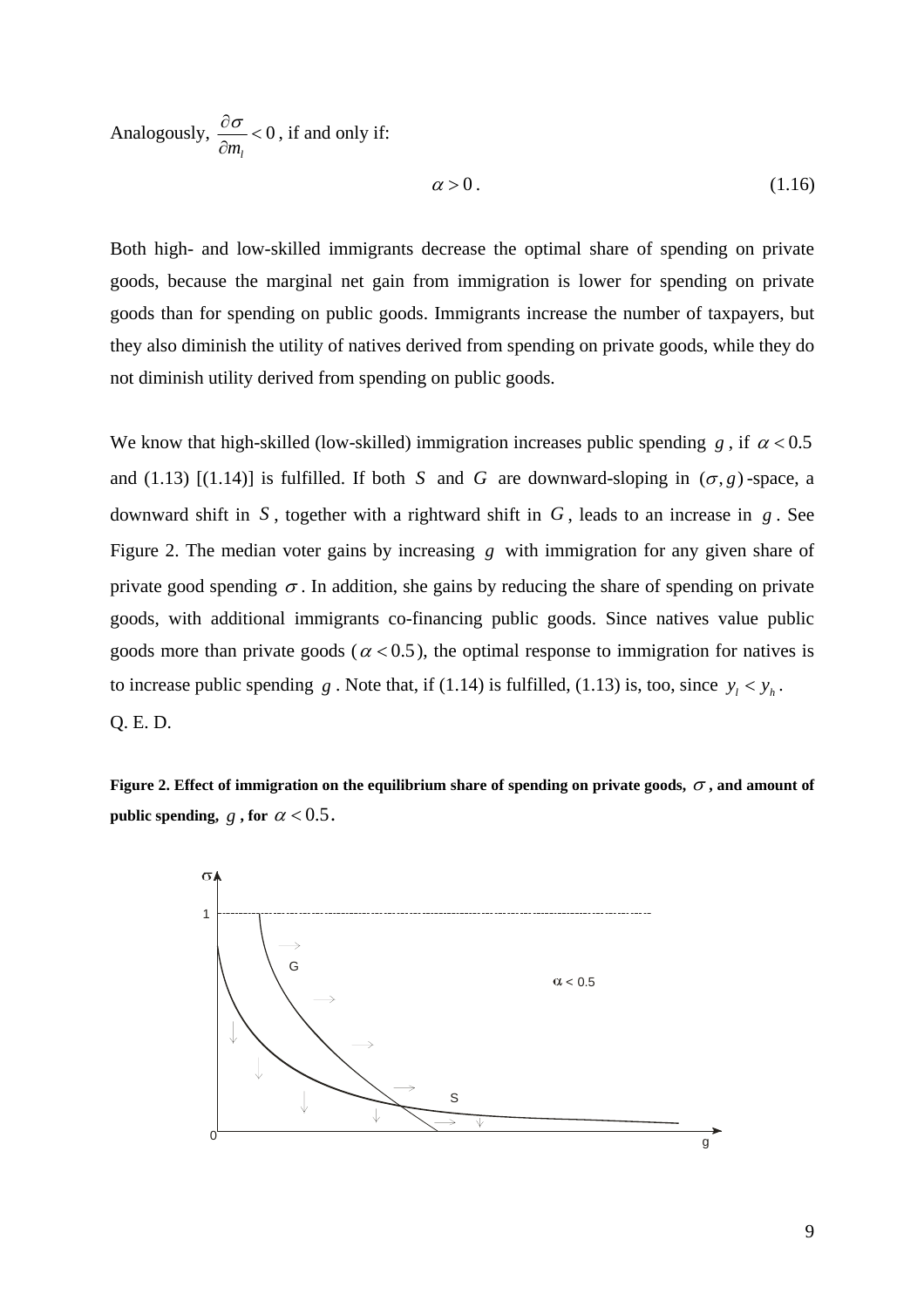Analogously, $\frac{\partial \sigma}{\partial m_l} < 0$, if and only if:

$$\alpha > 0\,. \tag{1.16}$$

Both high- and low-skilled immigrants decrease the optimal share of spending on private goods, because the marginal net gain from immigration is lower for spending on private goods than for spending on public goods. Immigrants increase the number of taxpayers, but they also diminish the utility of natives derived from spending on private goods, while they do not diminish utility derived from spending on public goods.

We know that high-skilled (low-skilled) immigration increases public spending $g$, if $\alpha < 0.5$ and (1.13) [(1.14)] is fulfilled. If both $S$ and $G$ are downward-sloping in $(\sigma, g)$-space, a downward shift in $S$, together with a rightward shift in $G$, leads to an increase in $g$. See Figure 2. The median voter gains by increasing $g$ with immigration for any given share of private good spending $\sigma$. In addition, she gains by reducing the share of spending on private goods, with additional immigrants co-financing public goods. Since natives value public goods more than private goods ($\alpha < 0.5$), the optimal response to immigration for natives is to increase public spending $g$. Note that, if (1.14) is fulfilled, (1.13) is, too, since $y_l < y_h$.

Q. E. D.

**Figure 2. Effect of immigration on the equilibrium share of spending on private goods, $\sigma$, and amount of public spending, $g$, for $\alpha < 0.5$.**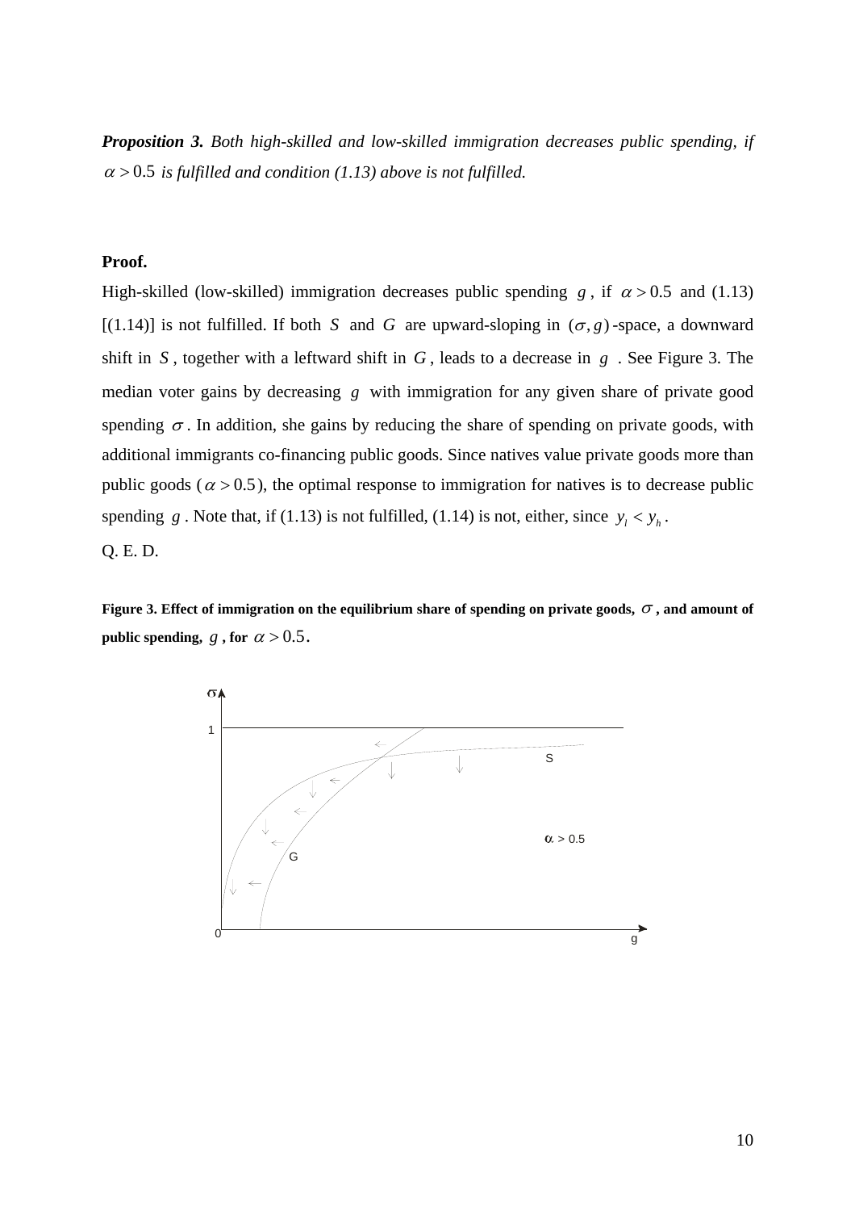***Proposition 3.*** *Both high-skilled and low-skilled immigration decreases public spending, if* $\alpha > 0.5$ *is fulfilled and condition (1.13) above is not fulfilled.*

**Proof.**

High-skilled (low-skilled) immigration decreases public spending $g$, if $\alpha > 0.5$ and (1.13) [(1.14)] is not fulfilled. If both $S$ and $G$ are upward-sloping in $(\sigma, g)$-space, a downward shift in $S$, together with a leftward shift in $G$, leads to a decrease in $g$. See Figure 3. The median voter gains by decreasing $g$ with immigration for any given share of private good spending $\sigma$. In addition, she gains by reducing the share of spending on private goods, with additional immigrants co-financing public goods. Since natives value private goods more than public goods ($\alpha > 0.5$), the optimal response to immigration for natives is to decrease public spending $g$. Note that, if (1.13) is not fulfilled, (1.14) is not, either, since $y_l < y_h$.

Q. E. D.

**Figure 3. Effect of immigration on the equilibrium share of spending on private goods, $\sigma$, and amount of public spending, $g$, for $\alpha > 0.5$.**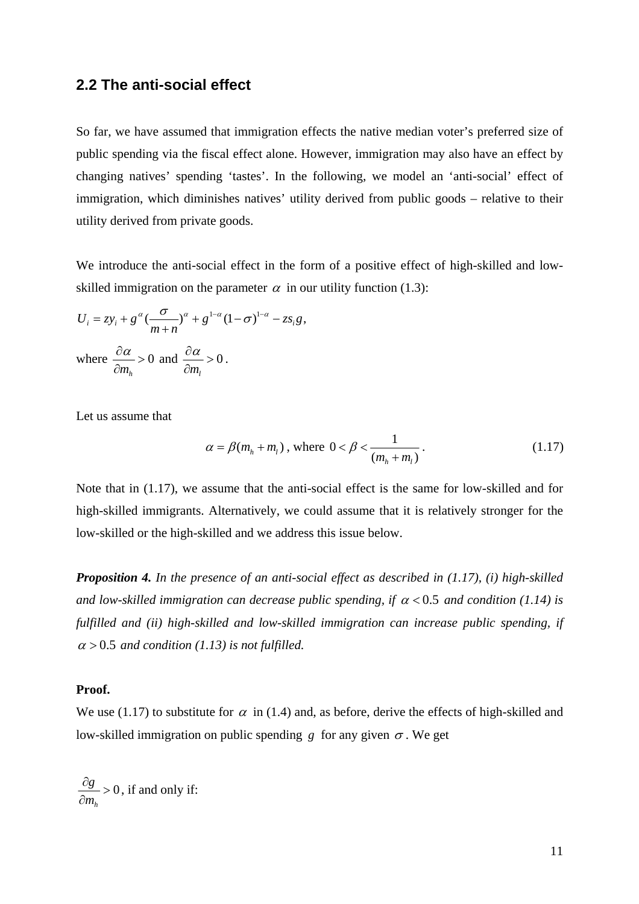## 2.2 The anti-social effect

So far, we have assumed that immigration effects the native median voter's preferred size of public spending via the fiscal effect alone. However, immigration may also have an effect by changing natives' spending 'tastes'. In the following, we model an 'anti-social' effect of immigration, which diminishes natives' utility derived from public goods – relative to their utility derived from private goods.

We introduce the anti-social effect in the form of a positive effect of high-skilled and low-skilled immigration on the parameter $\alpha$ in our utility function (1.3):

$$U_i = zy_i + g^{\alpha}(\frac{\sigma}{m+n})^{\alpha} + g^{1-\alpha}(1-\sigma)^{1-\alpha} - zs_i g,$$

where $\frac{\partial \alpha}{\partial m_h} > 0$ and $\frac{\partial \alpha}{\partial m_l} > 0$.

Let us assume that

$$\alpha = \beta(m_h + m_l), \text{ where } 0 < \beta < \frac{1}{(m_h + m_l)}. \tag{1.17}$$

Note that in (1.17), we assume that the anti-social effect is the same for low-skilled and for high-skilled immigrants. Alternatively, we could assume that it is relatively stronger for the low-skilled or the high-skilled and we address this issue below.

***Proposition 4.*** *In the presence of an anti-social effect as described in (1.17), (i) high-skilled and low-skilled immigration can decrease public spending, if $\alpha < 0.5$ and condition (1.14) is fulfilled and (ii) high-skilled and low-skilled immigration can increase public spending, if $\alpha > 0.5$ and condition (1.13) is not fulfilled.*

**Proof.**

We use (1.17) to substitute for $\alpha$ in (1.4) and, as before, derive the effects of high-skilled and low-skilled immigration on public spending $g$ for any given $\sigma$. We get

$\frac{\partial g}{\partial m_h} > 0$, if and only if: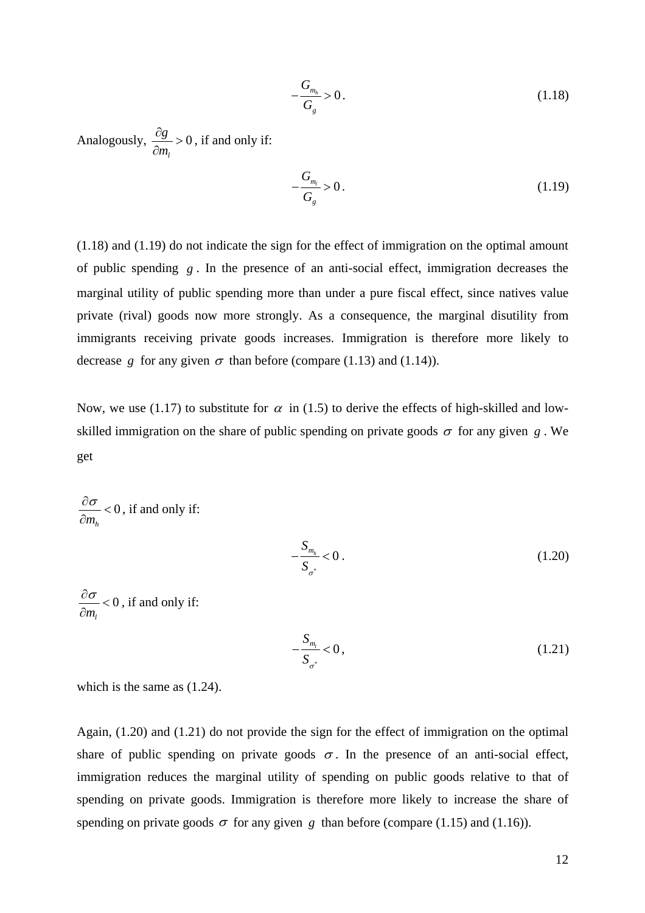$$-\frac{G_{m_h}}{G_g} > 0. \tag{1.18}$$

Analogously, $\frac{\partial g}{\partial m_l} > 0$, if and only if:

$$-\frac{G_{m_l}}{G_g} > 0. \tag{1.19}$$

(1.18) and (1.19) do not indicate the sign for the effect of immigration on the optimal amount of public spending $g$. In the presence of an anti-social effect, immigration decreases the marginal utility of public spending more than under a pure fiscal effect, since natives value private (rival) goods now more strongly. As a consequence, the marginal disutility from immigrants receiving private goods increases. Immigration is therefore more likely to decrease $g$ for any given $\sigma$ than before (compare (1.13) and (1.14)).

Now, we use (1.17) to substitute for $\alpha$ in (1.5) to derive the effects of high-skilled and low-skilled immigration on the share of public spending on private goods $\sigma$ for any given $g$. We get

$\frac{\partial \sigma}{\partial m_h} < 0$, if and only if:

$$-\frac{S_{m_h}}{S_{\sigma^*}} < 0. \tag{1.20}$$

$\frac{\partial \sigma}{\partial m_l} < 0$, if and only if:

$$-\frac{S_{m_l}}{S_{\sigma^*}} < 0, \tag{1.21}$$

which is the same as (1.24).

Again, (1.20) and (1.21) do not provide the sign for the effect of immigration on the optimal share of public spending on private goods $\sigma$. In the presence of an anti-social effect, immigration reduces the marginal utility of spending on public goods relative to that of spending on private goods. Immigration is therefore more likely to increase the share of spending on private goods $\sigma$ for any given $g$ than before (compare (1.15) and (1.16)).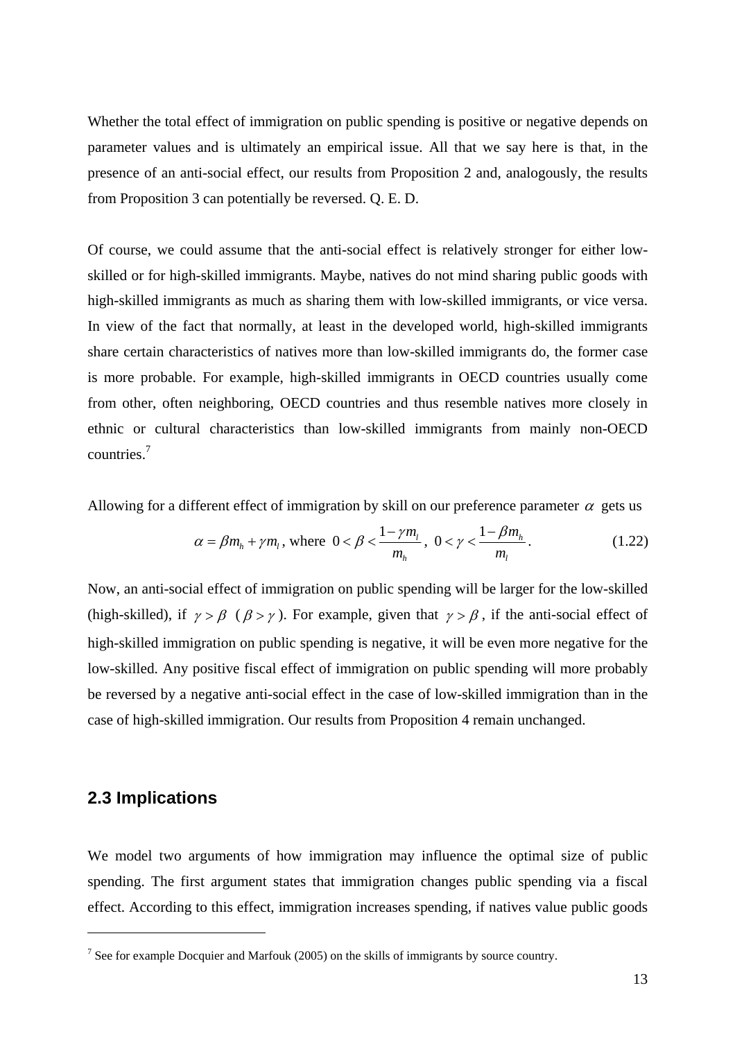Whether the total effect of immigration on public spending is positive or negative depends on parameter values and is ultimately an empirical issue. All that we say here is that, in the presence of an anti-social effect, our results from Proposition 2 and, analogously, the results from Proposition 3 can potentially be reversed. Q. E. D.

Of course, we could assume that the anti-social effect is relatively stronger for either low-skilled or for high-skilled immigrants. Maybe, natives do not mind sharing public goods with high-skilled immigrants as much as sharing them with low-skilled immigrants, or vice versa. In view of the fact that normally, at least in the developed world, high-skilled immigrants share certain characteristics of natives more than low-skilled immigrants do, the former case is more probable. For example, high-skilled immigrants in OECD countries usually come from other, often neighboring, OECD countries and thus resemble natives more closely in ethnic or cultural characteristics than low-skilled immigrants from mainly non-OECD countries.[7]

Allowing for a different effect of immigration by skill on our preference parameter $\alpha$ gets us

$$\alpha = \beta m_h + \gamma m_l \text{, where } 0 < \beta < \frac{1-\gamma m_l}{m_h},\ 0 < \gamma < \frac{1-\beta m_h}{m_l}. \tag{1.22}$$

Now, an anti-social effect of immigration on public spending will be larger for the low-skilled (high-skilled), if $\gamma > \beta$ ($\beta > \gamma$). For example, given that $\gamma > \beta$, if the anti-social effect of high-skilled immigration on public spending is negative, it will be even more negative for the low-skilled. Any positive fiscal effect of immigration on public spending will more probably be reversed by a negative anti-social effect in the case of low-skilled immigration than in the case of high-skilled immigration. Our results from Proposition 4 remain unchanged.

## 2.3 Implications

We model two arguments of how immigration may influence the optimal size of public spending. The first argument states that immigration changes public spending via a fiscal effect. According to this effect, immigration increases spending, if natives value public goods

[7] See for example Docquier and Marfouk (2005) on the skills of immigrants by source country.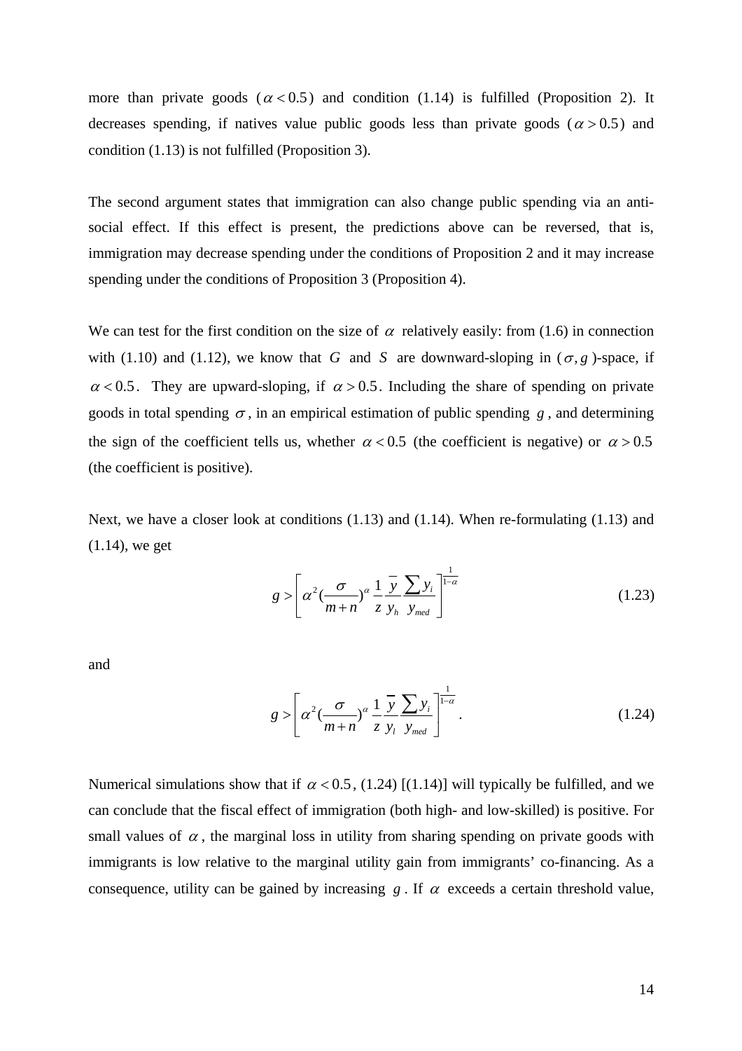more than private goods ($\alpha < 0.5$) and condition (1.14) is fulfilled (Proposition 2). It decreases spending, if natives value public goods less than private goods ($\alpha > 0.5$) and condition (1.13) is not fulfilled (Proposition 3).

The second argument states that immigration can also change public spending via an anti-social effect. If this effect is present, the predictions above can be reversed, that is, immigration may decrease spending under the conditions of Proposition 2 and it may increase spending under the conditions of Proposition 3 (Proposition 4).

We can test for the first condition on the size of $\alpha$ relatively easily: from (1.6) in connection with (1.10) and (1.12), we know that $G$ and $S$ are downward-sloping in ($\sigma, g$)-space, if $\alpha < 0.5$. They are upward-sloping, if $\alpha > 0.5$. Including the share of spending on private goods in total spending $\sigma$, in an empirical estimation of public spending $g$, and determining the sign of the coefficient tells us, whether $\alpha < 0.5$ (the coefficient is negative) or $\alpha > 0.5$ (the coefficient is positive).

Next, we have a closer look at conditions (1.13) and (1.14). When re-formulating (1.13) and (1.14), we get

$$g > \left[ \alpha^2 (\frac{\sigma}{m+n})^{\alpha} \frac{1}{z} \frac{\overline{y}}{y_h} \frac{\sum y_i}{y_{med}} \right]^{\frac{1}{1-\alpha}} \tag{1.23}$$

and

$$g > \left[ \alpha^2 (\frac{\sigma}{m+n})^{\alpha} \frac{1}{z} \frac{\overline{y}}{y_l} \frac{\sum y_i}{y_{med}} \right]^{\frac{1}{1-\alpha}}. \tag{1.24}$$

Numerical simulations show that if $\alpha < 0.5$, (1.24) [(1.14)] will typically be fulfilled, and we can conclude that the fiscal effect of immigration (both high- and low-skilled) is positive. For small values of $\alpha$, the marginal loss in utility from sharing spending on private goods with immigrants is low relative to the marginal utility gain from immigrants' co-financing. As a consequence, utility can be gained by increasing $g$. If $\alpha$ exceeds a certain threshold value,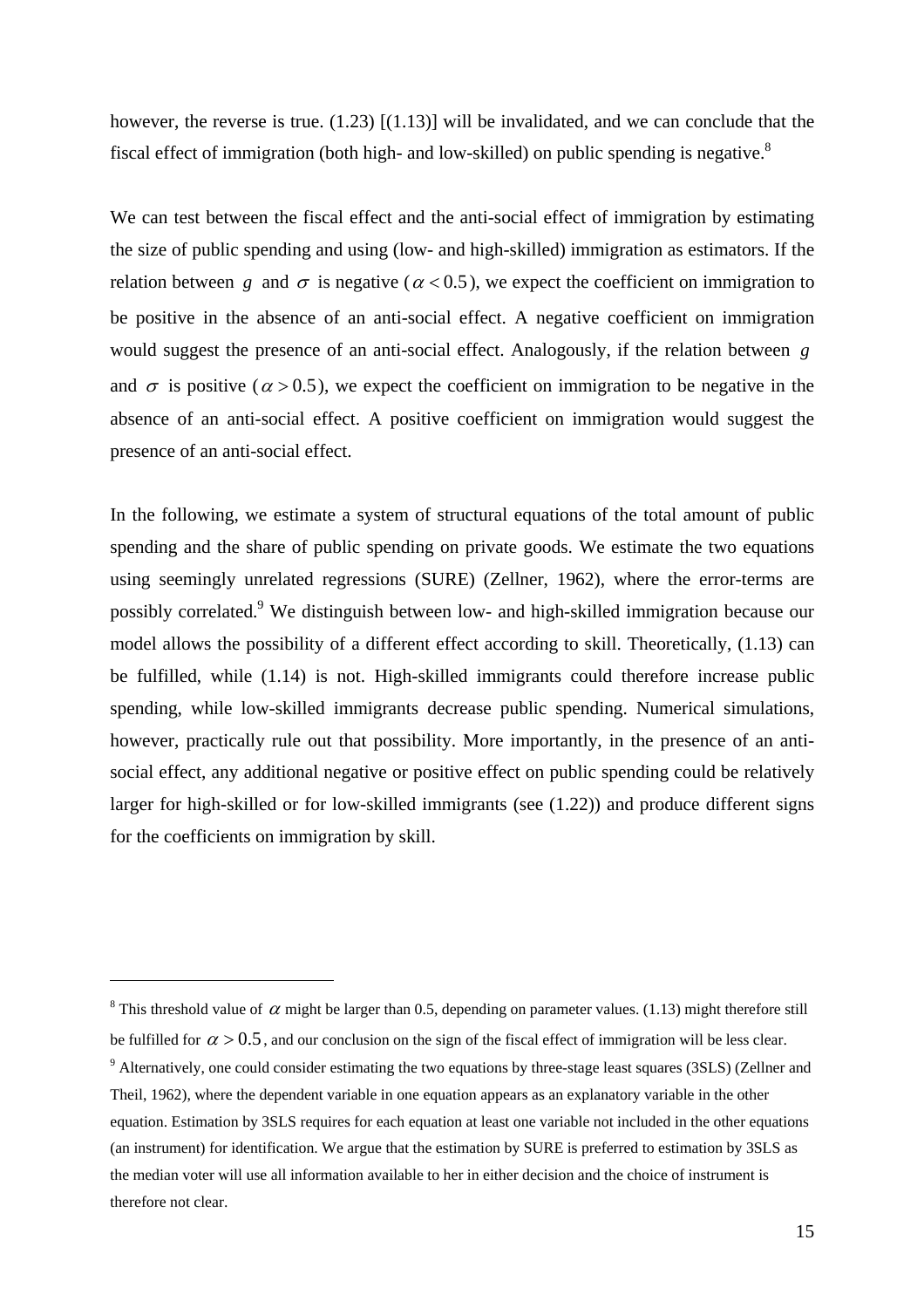however, the reverse is true. (1.23) [(1.13)] will be invalidated, and we can conclude that the fiscal effect of immigration (both high- and low-skilled) on public spending is negative.[8]

We can test between the fiscal effect and the anti-social effect of immigration by estimating the size of public spending and using (low- and high-skilled) immigration as estimators. If the relation between $g$ and $\sigma$ is negative ($\alpha < 0.5$), we expect the coefficient on immigration to be positive in the absence of an anti-social effect. A negative coefficient on immigration would suggest the presence of an anti-social effect. Analogously, if the relation between $g$ and $\sigma$ is positive ($\alpha > 0.5$), we expect the coefficient on immigration to be negative in the absence of an anti-social effect. A positive coefficient on immigration would suggest the presence of an anti-social effect.

In the following, we estimate a system of structural equations of the total amount of public spending and the share of public spending on private goods. We estimate the two equations using seemingly unrelated regressions (SURE) (Zellner, 1962), where the error-terms are possibly correlated.[9] We distinguish between low- and high-skilled immigration because our model allows the possibility of a different effect according to skill. Theoretically, (1.13) can be fulfilled, while (1.14) is not. High-skilled immigrants could therefore increase public spending, while low-skilled immigrants decrease public spending. Numerical simulations, however, practically rule out that possibility. More importantly, in the presence of an anti-social effect, any additional negative or positive effect on public spending could be relatively larger for high-skilled or for low-skilled immigrants (see (1.22)) and produce different signs for the coefficients on immigration by skill.

---

[8] This threshold value of $\alpha$ might be larger than 0.5, depending on parameter values. (1.13) might therefore still be fulfilled for $\alpha > 0.5$, and our conclusion on the sign of the fiscal effect of immigration will be less clear.

[9] Alternatively, one could consider estimating the two equations by three-stage least squares (3SLS) (Zellner and Theil, 1962), where the dependent variable in one equation appears as an explanatory variable in the other equation. Estimation by 3SLS requires for each equation at least one variable not included in the other equations (an instrument) for identification. We argue that the estimation by SURE is preferred to estimation by 3SLS as the median voter will use all information available to her in either decision and the choice of instrument is therefore not clear.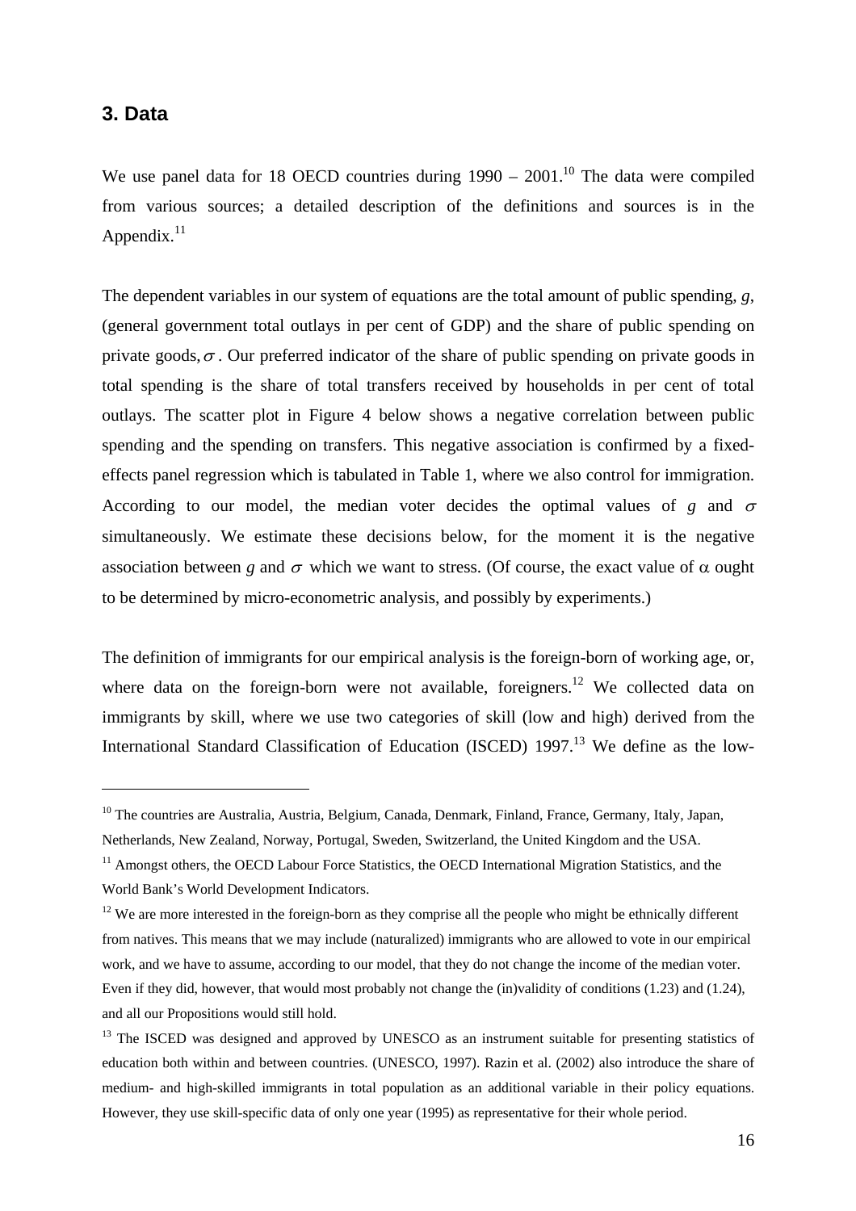## 3. Data

We use panel data for 18 OECD countries during 1990 – 2001.[10] The data were compiled from various sources; a detailed description of the definitions and sources is in the Appendix.[11]

The dependent variables in our system of equations are the total amount of public spending, $g$, (general government total outlays in per cent of GDP) and the share of public spending on private goods, $\sigma$. Our preferred indicator of the share of public spending on private goods in total spending is the share of total transfers received by households in per cent of total outlays. The scatter plot in Figure 4 below shows a negative correlation between public spending and the spending on transfers. This negative association is confirmed by a fixed-effects panel regression which is tabulated in Table 1, where we also control for immigration. According to our model, the median voter decides the optimal values of $g$ and $\sigma$ simultaneously. We estimate these decisions below, for the moment it is the negative association between $g$ and $\sigma$ which we want to stress. (Of course, the exact value of $\alpha$ ought to be determined by micro-econometric analysis, and possibly by experiments.)

The definition of immigrants for our empirical analysis is the foreign-born of working age, or, where data on the foreign-born were not available, foreigners.[12] We collected data on immigrants by skill, where we use two categories of skill (low and high) derived from the International Standard Classification of Education (ISCED) 1997.[13] We define as the low-

---

[10] The countries are Australia, Austria, Belgium, Canada, Denmark, Finland, France, Germany, Italy, Japan, Netherlands, New Zealand, Norway, Portugal, Sweden, Switzerland, the United Kingdom and the USA.

[11] Amongst others, the OECD Labour Force Statistics, the OECD International Migration Statistics, and the World Bank's World Development Indicators.

[12] We are more interested in the foreign-born as they comprise all the people who might be ethnically different from natives. This means that we may include (naturalized) immigrants who are allowed to vote in our empirical work, and we have to assume, according to our model, that they do not change the income of the median voter. Even if they did, however, that would most probably not change the (in)validity of conditions (1.23) and (1.24), and all our Propositions would still hold.

[13] The ISCED was designed and approved by UNESCO as an instrument suitable for presenting statistics of education both within and between countries. (UNESCO, 1997). Razin et al. (2002) also introduce the share of medium- and high-skilled immigrants in total population as an additional variable in their policy equations. However, they use skill-specific data of only one year (1995) as representative for their whole period.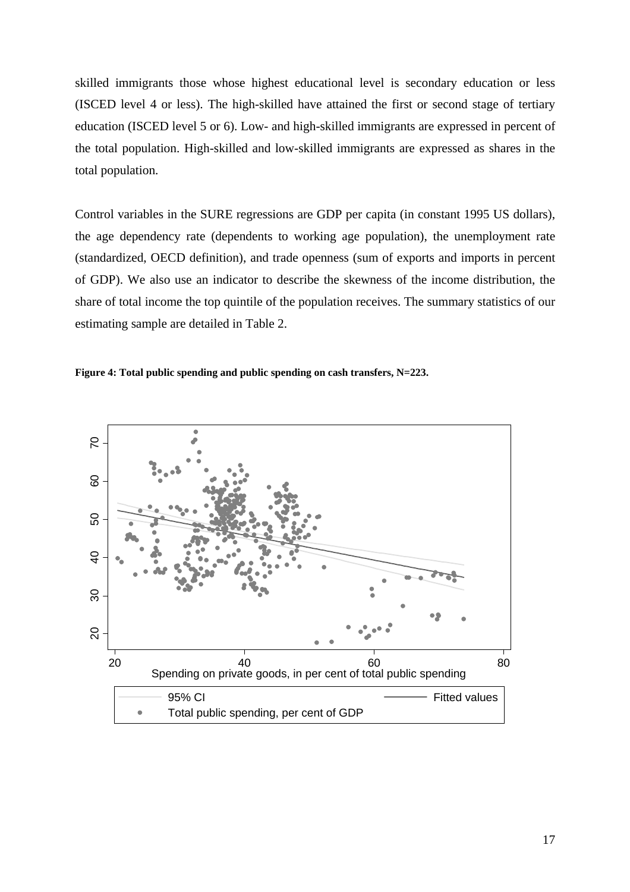skilled immigrants those whose highest educational level is secondary education or less (ISCED level 4 or less). The high-skilled have attained the first or second stage of tertiary education (ISCED level 5 or 6). Low- and high-skilled immigrants are expressed in percent of the total population. High-skilled and low-skilled immigrants are expressed as shares in the total population.

Control variables in the SURE regressions are GDP per capita (in constant 1995 US dollars), the age dependency rate (dependents to working age population), the unemployment rate (standardized, OECD definition), and trade openness (sum of exports and imports in percent of GDP). We also use an indicator to describe the skewness of the income distribution, the share of total income the top quintile of the population receives. The summary statistics of our estimating sample are detailed in Table 2.

**Figure 4: Total public spending and public spending on cash transfers, N=223.**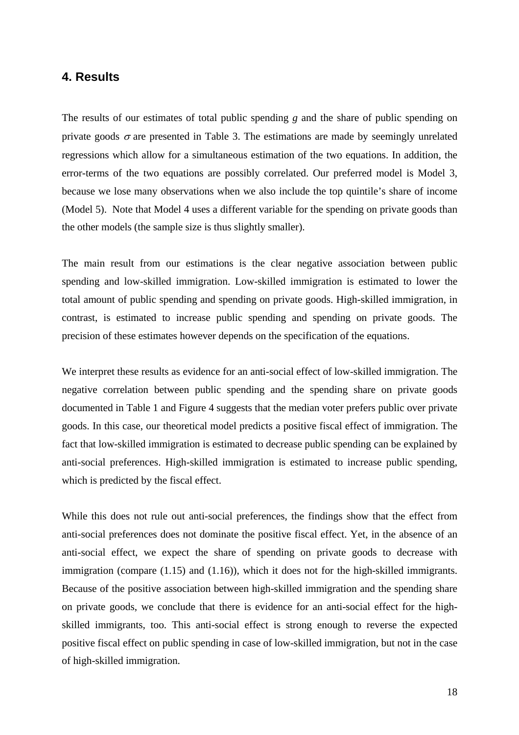## 4. Results

The results of our estimates of total public spending $g$ and the share of public spending on private goods $\sigma$ are presented in Table 3. The estimations are made by seemingly unrelated regressions which allow for a simultaneous estimation of the two equations. In addition, the error-terms of the two equations are possibly correlated. Our preferred model is Model 3, because we lose many observations when we also include the top quintile's share of income (Model 5). Note that Model 4 uses a different variable for the spending on private goods than the other models (the sample size is thus slightly smaller).

The main result from our estimations is the clear negative association between public spending and low-skilled immigration. Low-skilled immigration is estimated to lower the total amount of public spending and spending on private goods. High-skilled immigration, in contrast, is estimated to increase public spending and spending on private goods. The precision of these estimates however depends on the specification of the equations.

We interpret these results as evidence for an anti-social effect of low-skilled immigration. The negative correlation between public spending and the spending share on private goods documented in Table 1 and Figure 4 suggests that the median voter prefers public over private goods. In this case, our theoretical model predicts a positive fiscal effect of immigration. The fact that low-skilled immigration is estimated to decrease public spending can be explained by anti-social preferences. High-skilled immigration is estimated to increase public spending, which is predicted by the fiscal effect.

While this does not rule out anti-social preferences, the findings show that the effect from anti-social preferences does not dominate the positive fiscal effect. Yet, in the absence of an anti-social effect, we expect the share of spending on private goods to decrease with immigration (compare (1.15) and (1.16)), which it does not for the high-skilled immigrants. Because of the positive association between high-skilled immigration and the spending share on private goods, we conclude that there is evidence for an anti-social effect for the high-skilled immigrants, too. This anti-social effect is strong enough to reverse the expected positive fiscal effect on public spending in case of low-skilled immigration, but not in the case of high-skilled immigration.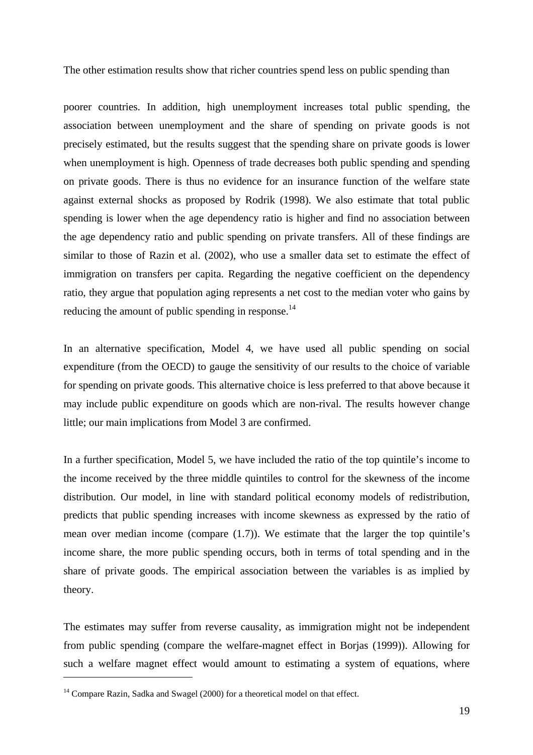The other estimation results show that richer countries spend less on public spending than

poorer countries. In addition, high unemployment increases total public spending, the association between unemployment and the share of spending on private goods is not precisely estimated, but the results suggest that the spending share on private goods is lower when unemployment is high. Openness of trade decreases both public spending and spending on private goods. There is thus no evidence for an insurance function of the welfare state against external shocks as proposed by Rodrik (1998). We also estimate that total public spending is lower when the age dependency ratio is higher and find no association between the age dependency ratio and public spending on private transfers. All of these findings are similar to those of Razin et al. (2002), who use a smaller data set to estimate the effect of immigration on transfers per capita. Regarding the negative coefficient on the dependency ratio, they argue that population aging represents a net cost to the median voter who gains by reducing the amount of public spending in response.[14]

In an alternative specification, Model 4, we have used all public spending on social expenditure (from the OECD) to gauge the sensitivity of our results to the choice of variable for spending on private goods. This alternative choice is less preferred to that above because it may include public expenditure on goods which are non-rival. The results however change little; our main implications from Model 3 are confirmed.

In a further specification, Model 5, we have included the ratio of the top quintile's income to the income received by the three middle quintiles to control for the skewness of the income distribution. Our model, in line with standard political economy models of redistribution, predicts that public spending increases with income skewness as expressed by the ratio of mean over median income (compare (1.7)). We estimate that the larger the top quintile's income share, the more public spending occurs, both in terms of total spending and in the share of private goods. The empirical association between the variables is as implied by theory.

The estimates may suffer from reverse causality, as immigration might not be independent from public spending (compare the welfare-magnet effect in Borjas (1999)). Allowing for such a welfare magnet effect would amount to estimating a system of equations, where

[14] Compare Razin, Sadka and Swagel (2000) for a theoretical model on that effect.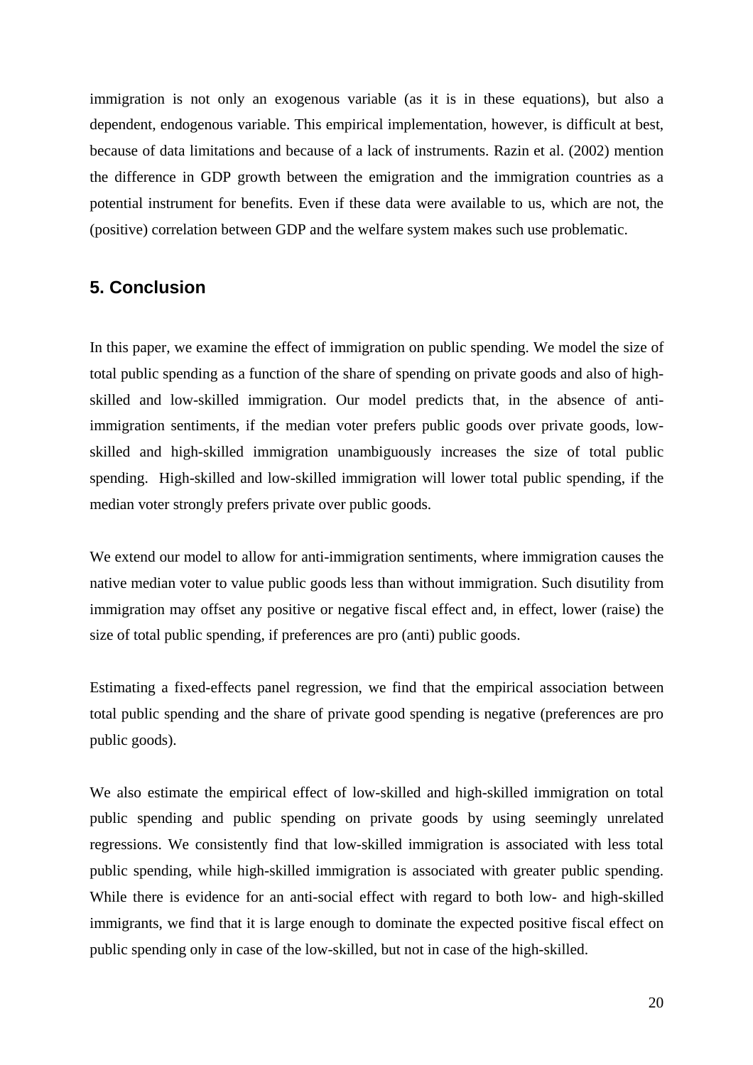immigration is not only an exogenous variable (as it is in these equations), but also a dependent, endogenous variable. This empirical implementation, however, is difficult at best, because of data limitations and because of a lack of instruments. Razin et al. (2002) mention the difference in GDP growth between the emigration and the immigration countries as a potential instrument for benefits. Even if these data were available to us, which are not, the (positive) correlation between GDP and the welfare system makes such use problematic.

## 5. Conclusion

In this paper, we examine the effect of immigration on public spending. We model the size of total public spending as a function of the share of spending on private goods and also of high-skilled and low-skilled immigration. Our model predicts that, in the absence of anti-immigration sentiments, if the median voter prefers public goods over private goods, low-skilled and high-skilled immigration unambiguously increases the size of total public spending. High-skilled and low-skilled immigration will lower total public spending, if the median voter strongly prefers private over public goods.

We extend our model to allow for anti-immigration sentiments, where immigration causes the native median voter to value public goods less than without immigration. Such disutility from immigration may offset any positive or negative fiscal effect and, in effect, lower (raise) the size of total public spending, if preferences are pro (anti) public goods.

Estimating a fixed-effects panel regression, we find that the empirical association between total public spending and the share of private good spending is negative (preferences are pro public goods).

We also estimate the empirical effect of low-skilled and high-skilled immigration on total public spending and public spending on private goods by using seemingly unrelated regressions. We consistently find that low-skilled immigration is associated with less total public spending, while high-skilled immigration is associated with greater public spending. While there is evidence for an anti-social effect with regard to both low- and high-skilled immigrants, we find that it is large enough to dominate the expected positive fiscal effect on public spending only in case of the low-skilled, but not in case of the high-skilled.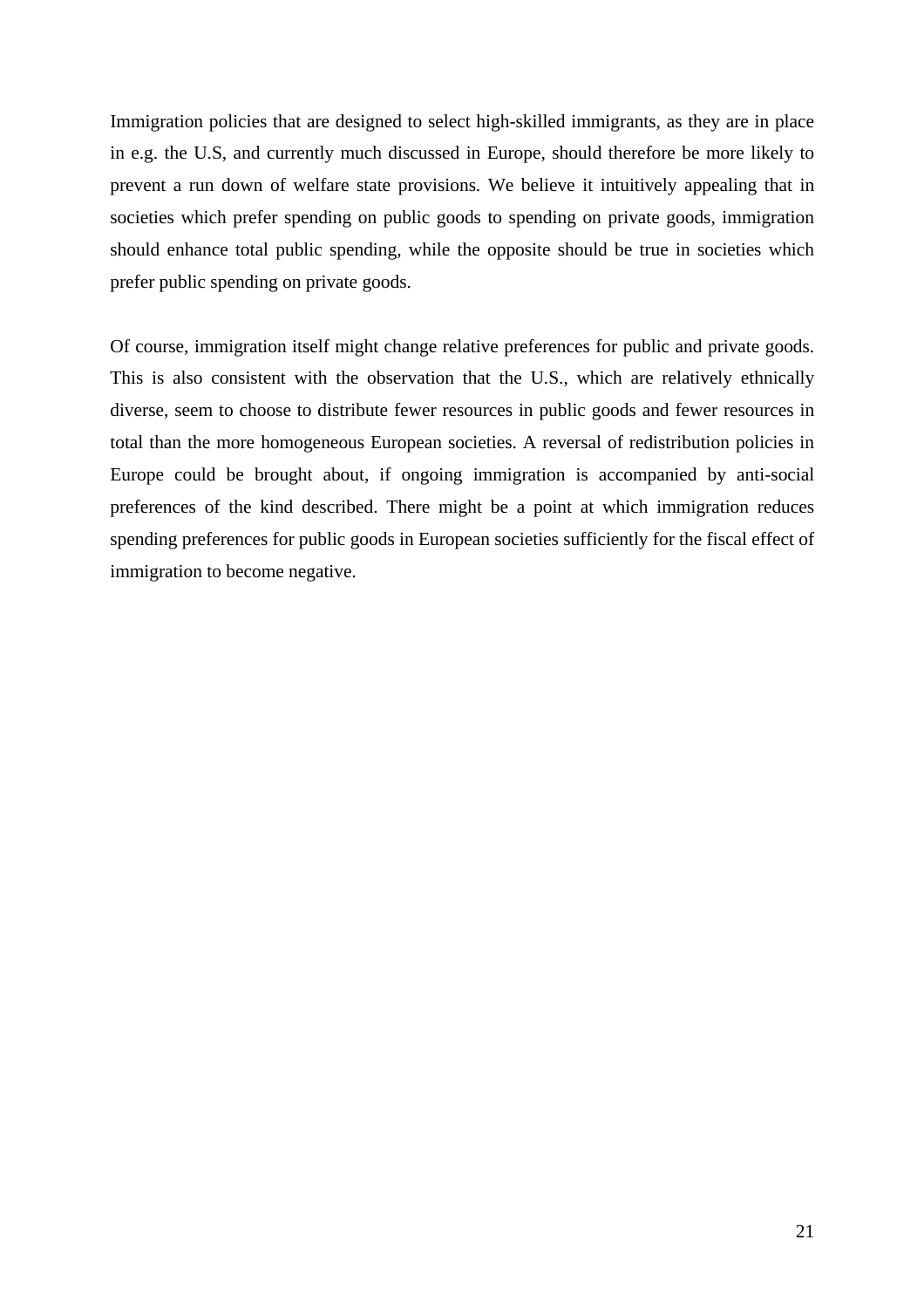Immigration policies that are designed to select high-skilled immigrants, as they are in place in e.g. the U.S, and currently much discussed in Europe, should therefore be more likely to prevent a run down of welfare state provisions. We believe it intuitively appealing that in societies which prefer spending on public goods to spending on private goods, immigration should enhance total public spending, while the opposite should be true in societies which prefer public spending on private goods.

Of course, immigration itself might change relative preferences for public and private goods. This is also consistent with the observation that the U.S., which are relatively ethnically diverse, seem to choose to distribute fewer resources in public goods and fewer resources in total than the more homogeneous European societies. A reversal of redistribution policies in Europe could be brought about, if ongoing immigration is accompanied by anti-social preferences of the kind described. There might be a point at which immigration reduces spending preferences for public goods in European societies sufficiently for the fiscal effect of immigration to become negative.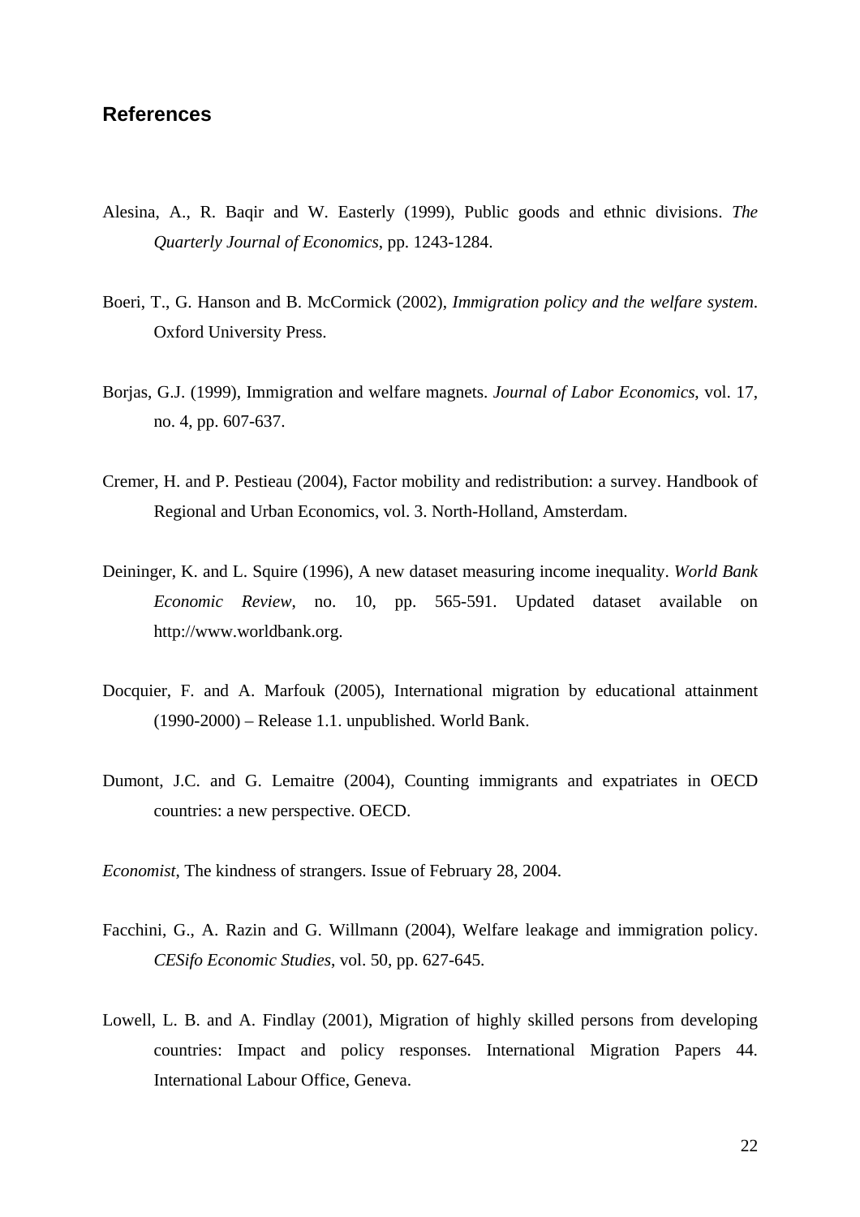## References

Alesina, A., R. Baqir and W. Easterly (1999), Public goods and ethnic divisions. *The Quarterly Journal of Economics*, pp. 1243-1284.

Boeri, T., G. Hanson and B. McCormick (2002), *Immigration policy and the welfare system*. Oxford University Press.

Borjas, G.J. (1999), Immigration and welfare magnets. *Journal of Labor Economics*, vol. 17, no. 4, pp. 607-637.

Cremer, H. and P. Pestieau (2004), Factor mobility and redistribution: a survey. Handbook of Regional and Urban Economics, vol. 3. North-Holland, Amsterdam.

Deininger, K. and L. Squire (1996), A new dataset measuring income inequality. *World Bank Economic Review*, no. 10, pp. 565-591. Updated dataset available on http://www.worldbank.org.

Docquier, F. and A. Marfouk (2005), International migration by educational attainment (1990-2000) – Release 1.1. unpublished. World Bank.

Dumont, J.C. and G. Lemaitre (2004), Counting immigrants and expatriates in OECD countries: a new perspective. OECD.

*Economist*, The kindness of strangers. Issue of February 28, 2004.

Facchini, G., A. Razin and G. Willmann (2004), Welfare leakage and immigration policy. *CESifo Economic Studies*, vol. 50, pp. 627-645.

Lowell, L. B. and A. Findlay (2001), Migration of highly skilled persons from developing countries: Impact and policy responses. International Migration Papers 44. International Labour Office, Geneva.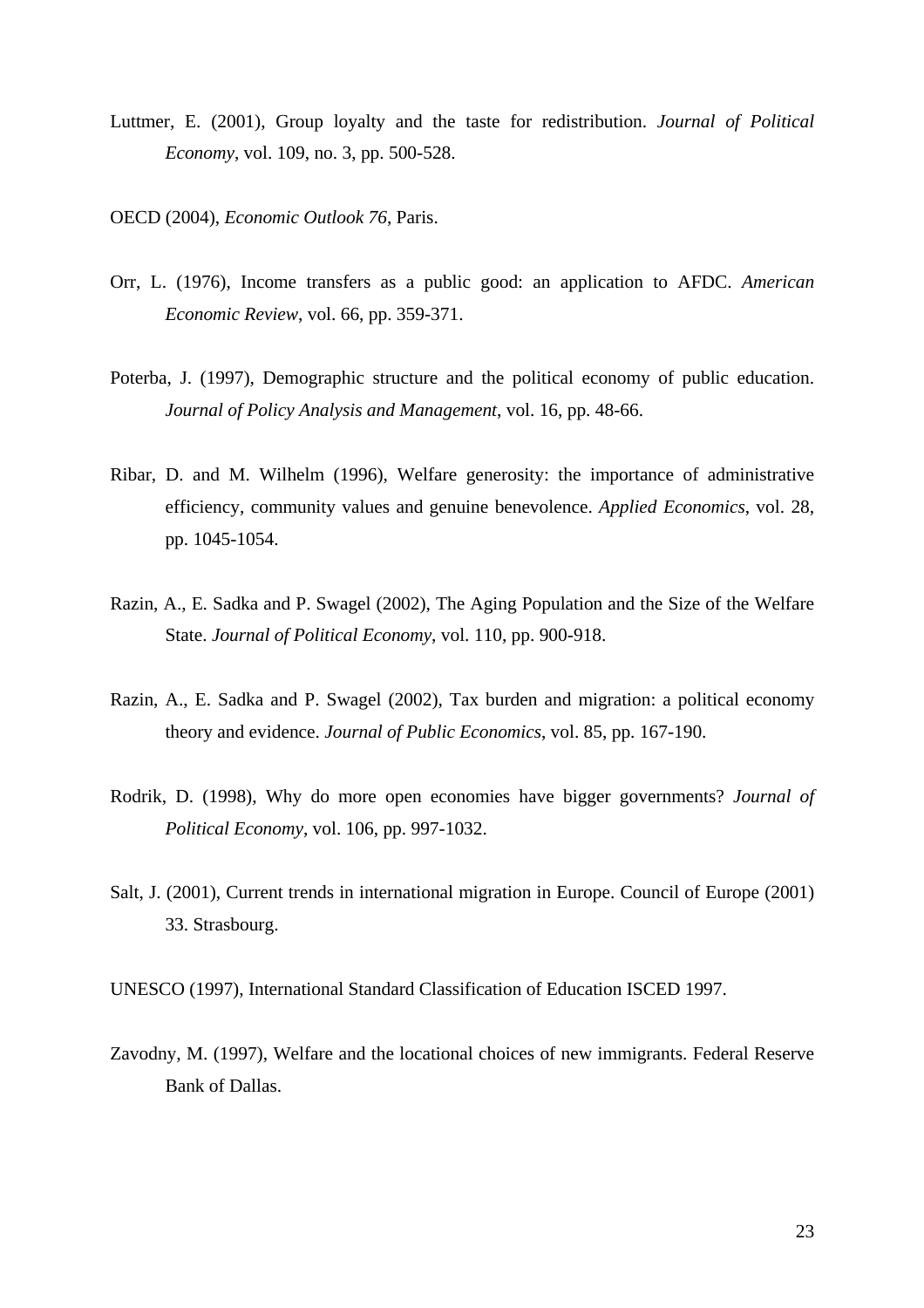Luttmer, E. (2001), Group loyalty and the taste for redistribution. *Journal of Political Economy*, vol. 109, no. 3, pp. 500-528.

OECD (2004), *Economic Outlook 76*, Paris.

Orr, L. (1976), Income transfers as a public good: an application to AFDC. *American Economic Review*, vol. 66, pp. 359-371.

Poterba, J. (1997), Demographic structure and the political economy of public education. *Journal of Policy Analysis and Management*, vol. 16, pp. 48-66.

Ribar, D. and M. Wilhelm (1996), Welfare generosity: the importance of administrative efficiency, community values and genuine benevolence. *Applied Economics*, vol. 28, pp. 1045-1054.

Razin, A., E. Sadka and P. Swagel (2002), The Aging Population and the Size of the Welfare State. *Journal of Political Economy*, vol. 110, pp. 900-918.

Razin, A., E. Sadka and P. Swagel (2002), Tax burden and migration: a political economy theory and evidence. *Journal of Public Economics*, vol. 85, pp. 167-190.

Rodrik, D. (1998), Why do more open economies have bigger governments? *Journal of Political Economy*, vol. 106, pp. 997-1032.

Salt, J. (2001), Current trends in international migration in Europe. Council of Europe (2001) 33. Strasbourg.

UNESCO (1997), International Standard Classification of Education ISCED 1997.

Zavodny, M. (1997), Welfare and the locational choices of new immigrants. Federal Reserve Bank of Dallas.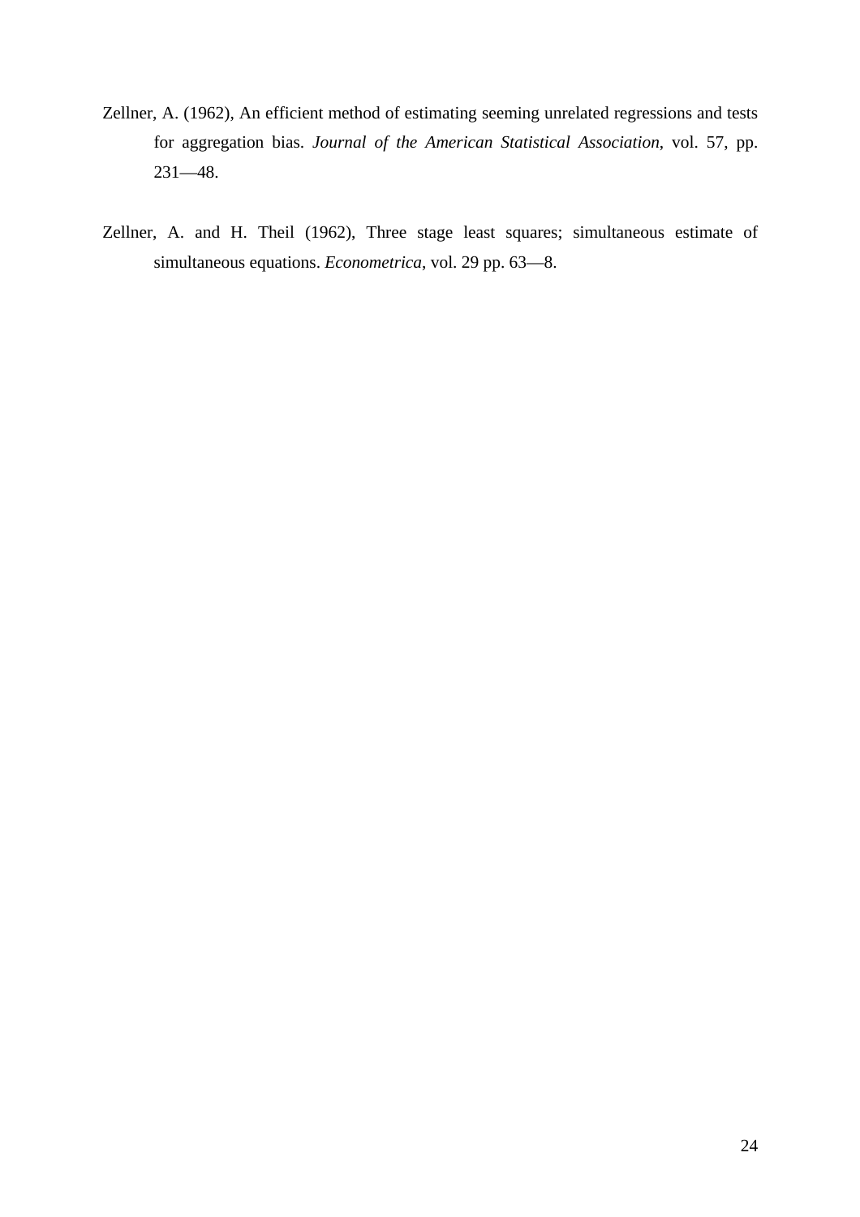Zellner, A. (1962), An efficient method of estimating seeming unrelated regressions and tests for aggregation bias. *Journal of the American Statistical Association*, vol. 57, pp. 231—48.

Zellner, A. and H. Theil (1962), Three stage least squares; simultaneous estimate of simultaneous equations. *Econometrica*, vol. 29 pp. 63—8.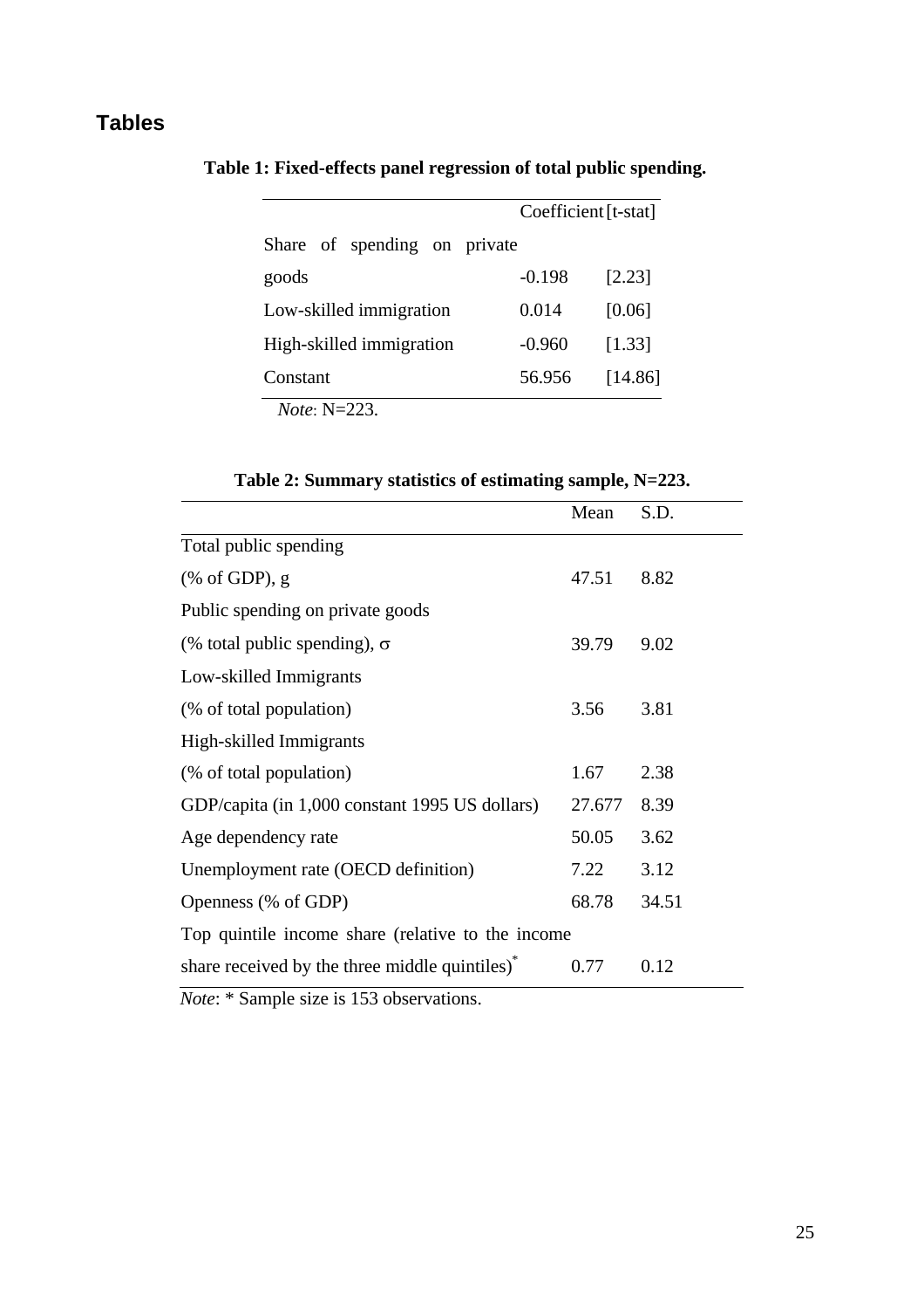## Tables

**Table 1: Fixed-effects panel regression of total public spending.**

| | Coefficient | [t-stat] |
|---|---|---|
| Share of spending on private goods | -0.198 | [2.23] |
| Low-skilled immigration | 0.014 | [0.06] |
| High-skilled immigration | -0.960 | [1.33] |
| Constant | 56.956 | [14.86] |

*Note*: N=223.

**Table 2: Summary statistics of estimating sample, N=223.**

| | Mean | S.D. |
|---|---|---|
| Total public spending (% of GDP), g | 47.51 | 8.82 |
| Public spending on private goods (% total public spending), $\sigma$ | 39.79 | 9.02 |
| Low-skilled Immigrants (% of total population) | 3.56 | 3.81 |
| High-skilled Immigrants (% of total population) | 1.67 | 2.38 |
| GDP/capita (in 1,000 constant 1995 US dollars) | 27.677 | 8.39 |
| Age dependency rate | 50.05 | 3.62 |
| Unemployment rate (OECD definition) | 7.22 | 3.12 |
| Openness (% of GDP) | 68.78 | 34.51 |
| Top quintile income share (relative to the income share received by the three middle quintiles)* | 0.77 | 0.12 |

*Note*: * Sample size is 153 observations.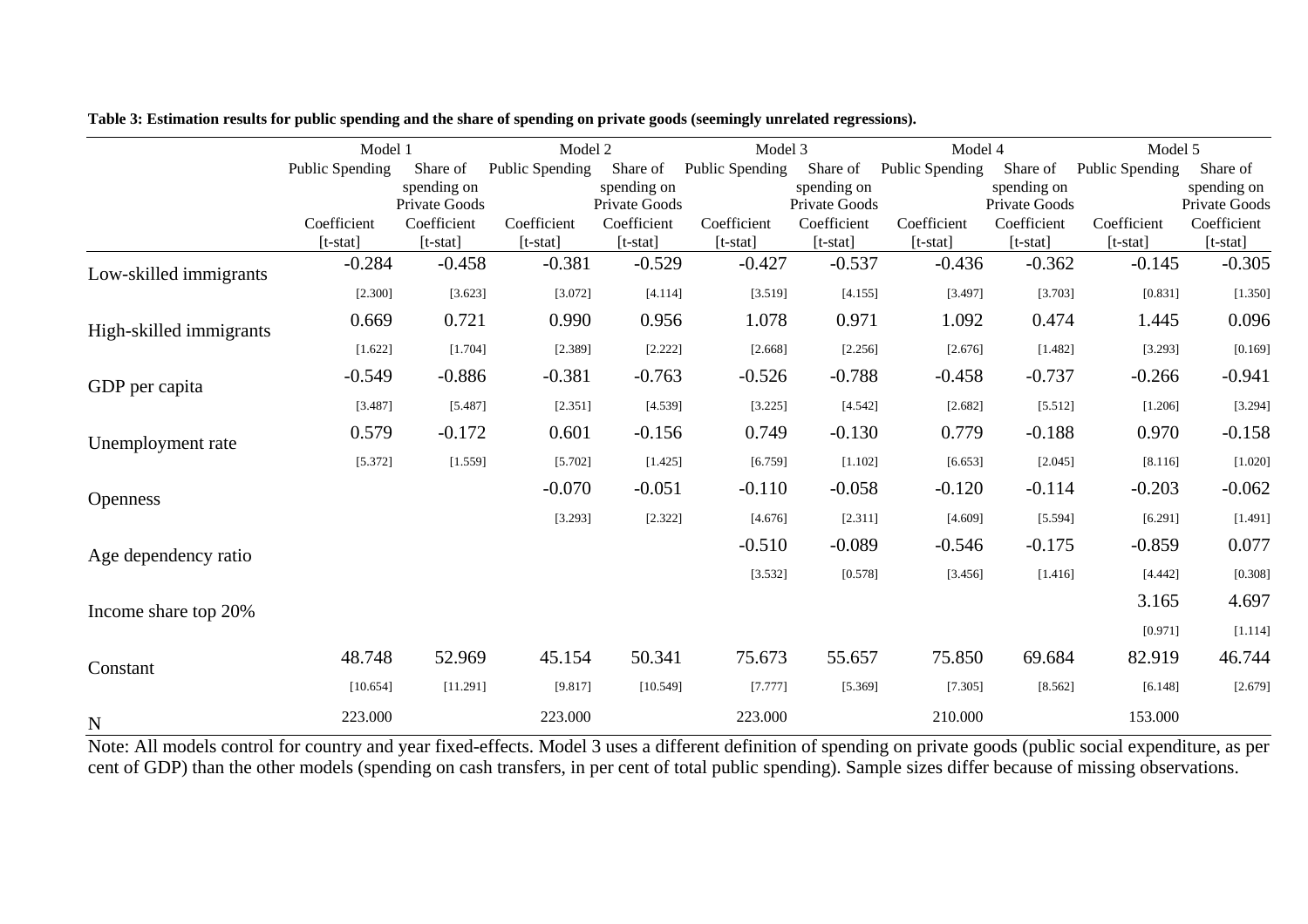**Table 3: Estimation results for public spending and the share of spending on private goods (seemingly unrelated regressions).**

| | Model 1 | | Model 2 | | Model 3 | | Model 4 | | Model 5 | |
|---|---|---|---|---|---|---|---|---|---|---|
| | Public Spending | Share of spending on Private Goods | Public Spending | Share of spending on Private Goods | Public Spending | Share of spending on Private Goods | Public Spending | Share of spending on Private Goods | Public Spending | Share of spending on Private Goods |
| | Coefficient [t-stat] | Coefficient [t-stat] | Coefficient [t-stat] | Coefficient [t-stat] | Coefficient [t-stat] | Coefficient [t-stat] | Coefficient [t-stat] | Coefficient [t-stat] | Coefficient [t-stat] | Coefficient [t-stat] |
| Low-skilled immigrants | -0.284 | -0.458 | -0.381 | -0.529 | -0.427 | -0.537 | -0.436 | -0.362 | -0.145 | -0.305 |
| | [2.300] | [3.623] | [3.072] | [4.114] | [3.519] | [4.155] | [3.497] | [3.703] | [0.831] | [1.350] |
| High-skilled immigrants | 0.669 | 0.721 | 0.990 | 0.956 | 1.078 | 0.971 | 1.092 | 0.474 | 1.445 | 0.096 |
| | [1.622] | [1.704] | [2.389] | [2.222] | [2.668] | [2.256] | [2.676] | [1.482] | [3.293] | [0.169] |
| GDP per capita | -0.549 | -0.886 | -0.381 | -0.763 | -0.526 | -0.788 | -0.458 | -0.737 | -0.266 | -0.941 |
| | [3.487] | [5.487] | [2.351] | [4.539] | [3.225] | [4.542] | [2.682] | [5.512] | [1.206] | [3.294] |
| Unemployment rate | 0.579 | -0.172 | 0.601 | -0.156 | 0.749 | -0.130 | 0.779 | -0.188 | 0.970 | -0.158 |
| | [5.372] | [1.559] | [5.702] | [1.425] | [6.759] | [1.102] | [6.653] | [2.045] | [8.116] | [1.020] |
| Openness | | | -0.070 | -0.051 | -0.110 | -0.058 | -0.120 | -0.114 | -0.203 | -0.062 |
| | | | [3.293] | [2.322] | [4.676] | [2.311] | [4.609] | [5.594] | [6.291] | [1.491] |
| Age dependency ratio | | | | | -0.510 | -0.089 | -0.546 | -0.175 | -0.859 | 0.077 |
| | | | | | [3.532] | [0.578] | [3.456] | [1.416] | [4.442] | [0.308] |
| Income share top 20% | | | | | | | | | 3.165 | 4.697 |
| | | | | | | | | | [0.971] | [1.114] |
| Constant | 48.748 | 52.969 | 45.154 | 50.341 | 75.673 | 55.657 | 75.850 | 69.684 | 82.919 | 46.744 |
| | [10.654] | [11.291] | [9.817] | [10.549] | [7.777] | [5.369] | [7.305] | [8.562] | [6.148] | [2.679] |
| N | 223.000 | | 223.000 | | 223.000 | | 210.000 | | 153.000 | |

Note: All models control for country and year fixed-effects. Model 3 uses a different definition of spending on private goods (public social expenditure, as per cent of GDP) than the other models (spending on cash transfers, in per cent of total public spending). Sample sizes differ because of missing observations.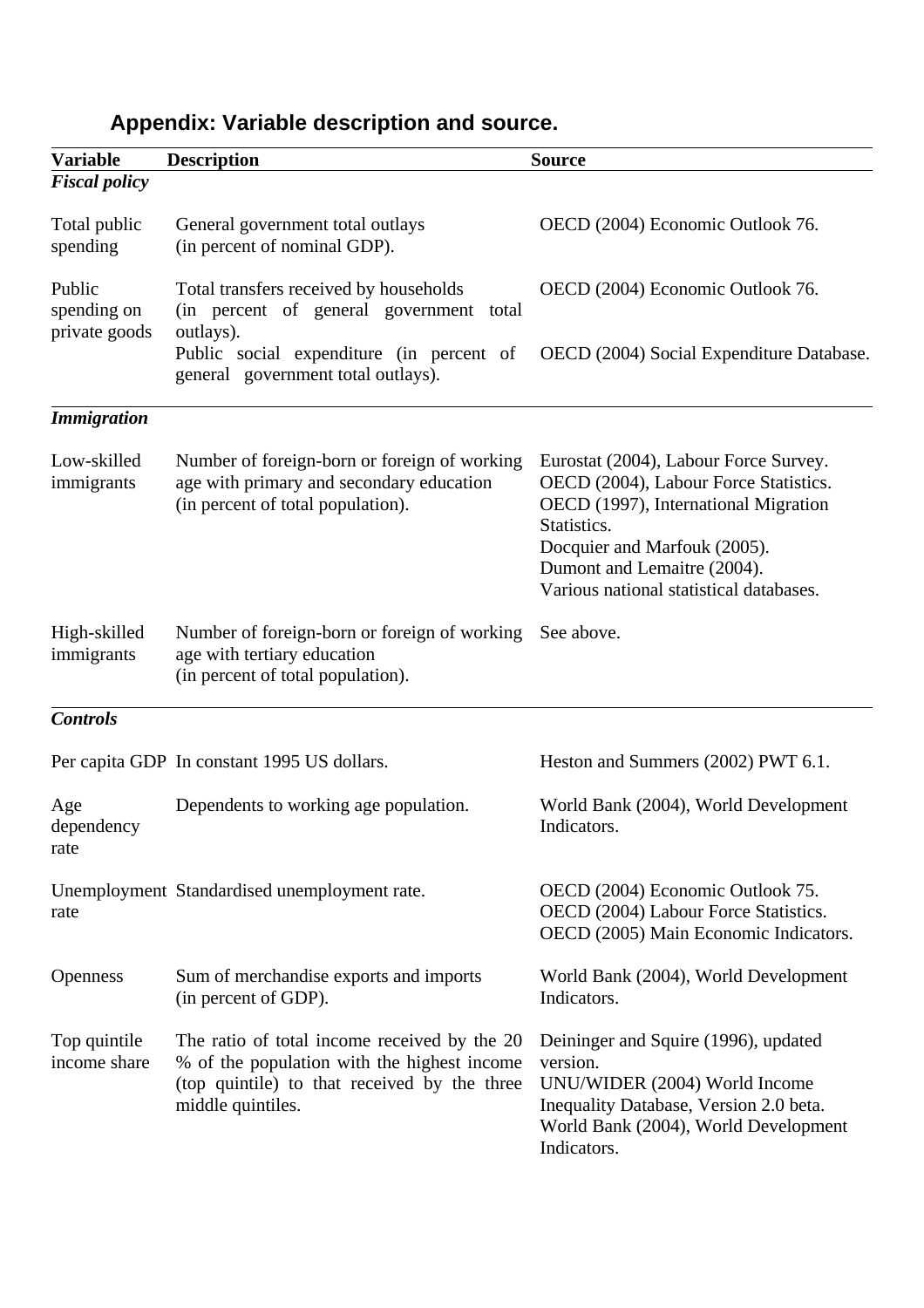## Appendix: Variable description and source.

| Variable | Description | Source |
|---|---|---|
| ***Fiscal policy*** | | |
| Total public spending | General government total outlays (in percent of nominal GDP). | OECD (2004) Economic Outlook 76. |
| Public spending on private goods | Total transfers received by households (in percent of general government total outlays). | OECD (2004) Economic Outlook 76. |
| | Public social expenditure (in percent of general government total outlays). | OECD (2004) Social Expenditure Database. |
| ***Immigration*** | | |
| Low-skilled immigrants | Number of foreign-born or foreign of working age with primary and secondary education (in percent of total population). | Eurostat (2004), Labour Force Survey. OECD (2004), Labour Force Statistics. OECD (1997), International Migration Statistics. Docquier and Marfouk (2005). Dumont and Lemaitre (2004). Various national statistical databases. |
| High-skilled immigrants | Number of foreign-born or foreign of working age with tertiary education (in percent of total population). | See above. |
| ***Controls*** | | |
| Per capita GDP | In constant 1995 US dollars. | Heston and Summers (2002) PWT 6.1. |
| Age dependency rate | Dependents to working age population. | World Bank (2004), World Development Indicators. |
| Unemployment rate | Standardised unemployment rate. | OECD (2004) Economic Outlook 75. OECD (2004) Labour Force Statistics. OECD (2005) Main Economic Indicators. |
| Openness | Sum of merchandise exports and imports (in percent of GDP). | World Bank (2004), World Development Indicators. |
| Top quintile income share | The ratio of total income received by the 20 % of the population with the highest income (top quintile) to that received by the three middle quintiles. | Deininger and Squire (1996), updated version. UNU/WIDER (2004) World Income Inequality Database, Version 2.0 beta. World Bank (2004), World Development Indicators. |